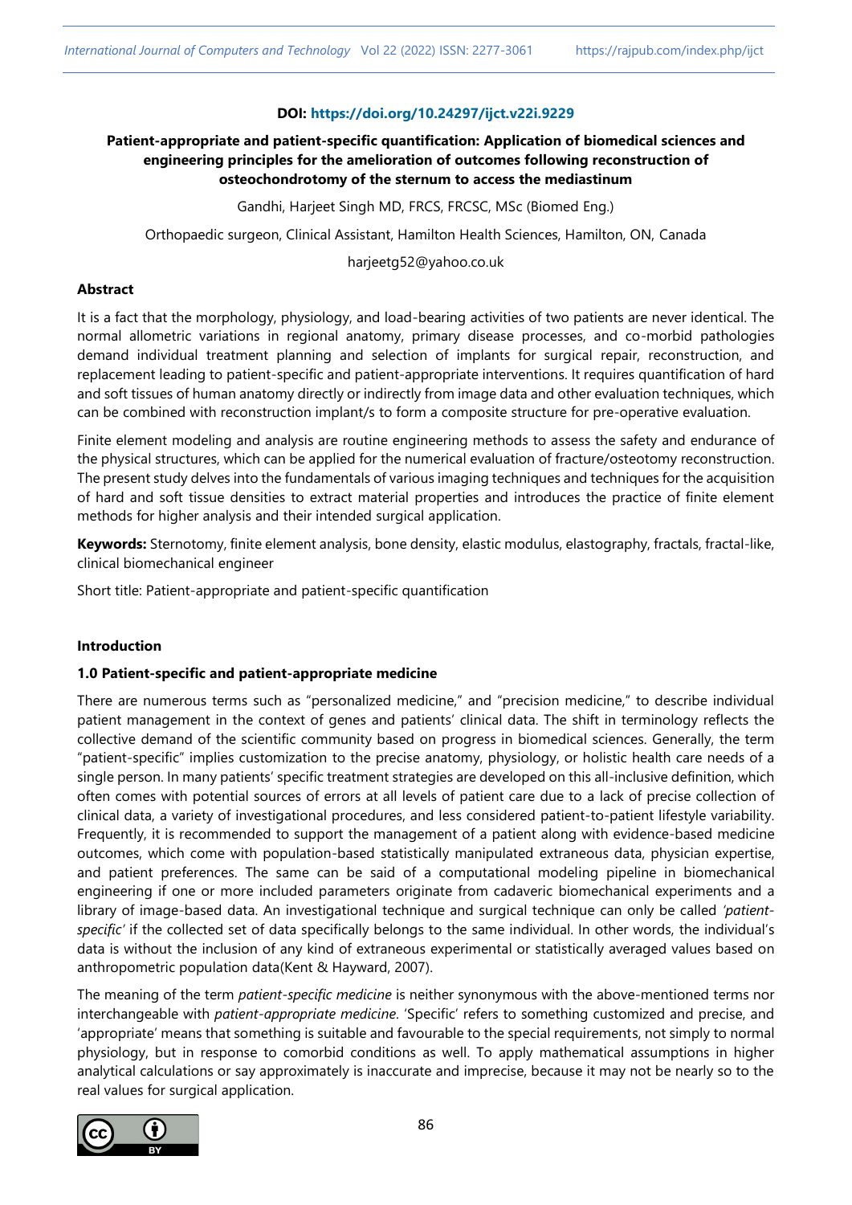**DOI: https://doi.org/10.24297/ijct.v22i.9229**

# Patient-appropriate and patient-specific quantification: Application of biomedical sciences and engineering principles for the amelioration of outcomes following reconstruction of osteochondrotomy of the sternum to access the mediastinum

Gandhi, Harjeet Singh MD, FRCS, FRCSC, MSc (Biomed Eng.)

Orthopaedic surgeon, Clinical Assistant, Hamilton Health Sciences, Hamilton, ON, Canada

harjeetg52@yahoo.co.uk

## Abstract

It is a fact that the morphology, physiology, and load-bearing activities of two patients are never identical. The normal allometric variations in regional anatomy, primary disease processes, and co-morbid pathologies demand individual treatment planning and selection of implants for surgical repair, reconstruction, and replacement leading to patient-specific and patient-appropriate interventions. It requires quantification of hard and soft tissues of human anatomy directly or indirectly from image data and other evaluation techniques, which can be combined with reconstruction implant/s to form a composite structure for pre-operative evaluation.

Finite element modeling and analysis are routine engineering methods to assess the safety and endurance of the physical structures, which can be applied for the numerical evaluation of fracture/osteotomy reconstruction. The present study delves into the fundamentals of various imaging techniques and techniques for the acquisition of hard and soft tissue densities to extract material properties and introduces the practice of finite element methods for higher analysis and their intended surgical application.

**Keywords:** Sternotomy, finite element analysis, bone density, elastic modulus, elastography, fractals, fractal-like, clinical biomechanical engineer

Short title: Patient-appropriate and patient-specific quantification

## Introduction

### 1.0 Patient-specific and patient-appropriate medicine

There are numerous terms such as "personalized medicine," and "precision medicine," to describe individual patient management in the context of genes and patients' clinical data. The shift in terminology reflects the collective demand of the scientific community based on progress in biomedical sciences. Generally, the term "patient-specific" implies customization to the precise anatomy, physiology, or holistic health care needs of a single person. In many patients' specific treatment strategies are developed on this all-inclusive definition, which often comes with potential sources of errors at all levels of patient care due to a lack of precise collection of clinical data, a variety of investigational procedures, and less considered patient-to-patient lifestyle variability. Frequently, it is recommended to support the management of a patient along with evidence-based medicine outcomes, which come with population-based statistically manipulated extraneous data, physician expertise, and patient preferences. The same can be said of a computational modeling pipeline in biomechanical engineering if one or more included parameters originate from cadaveric biomechanical experiments and a library of image-based data. An investigational technique and surgical technique can only be called *'patient-specific'* if the collected set of data specifically belongs to the same individual. In other words, the individual's data is without the inclusion of any kind of extraneous experimental or statistically averaged values based on anthropometric population data(Kent & Hayward, 2007).

The meaning of the term *patient-specific medicine* is neither synonymous with the above-mentioned terms nor interchangeable with *patient-appropriate medicine*. 'Specific' refers to something customized and precise, and 'appropriate' means that something is suitable and favourable to the special requirements, not simply to normal physiology, but in response to comorbid conditions as well. To apply mathematical assumptions in higher analytical calculations or say approximately is inaccurate and imprecise, because it may not be nearly so to the real values for surgical application.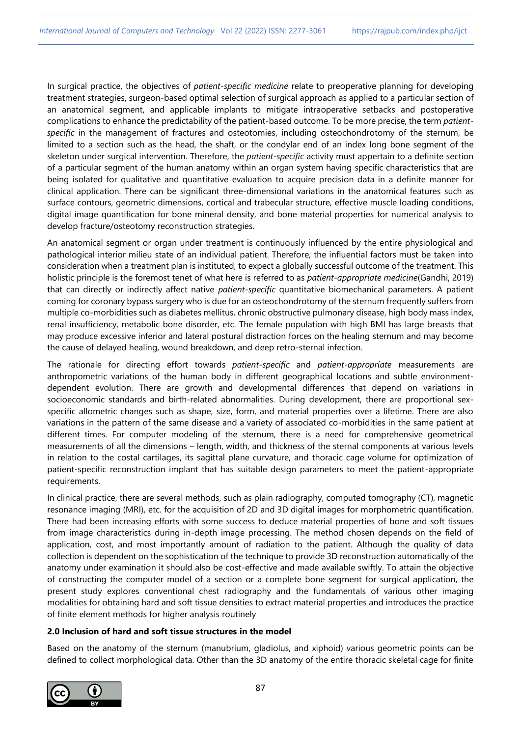In surgical practice, the objectives of *patient-specific medicine* relate to preoperative planning for developing treatment strategies, surgeon-based optimal selection of surgical approach as applied to a particular section of an anatomical segment, and applicable implants to mitigate intraoperative setbacks and postoperative complications to enhance the predictability of the patient-based outcome. To be more precise, the term *patient-specific* in the management of fractures and osteotomies, including osteochondrotomy of the sternum, be limited to a section such as the head, the shaft, or the condylar end of an index long bone segment of the skeleton under surgical intervention. Therefore, the *patient-specific* activity must appertain to a definite section of a particular segment of the human anatomy within an organ system having specific characteristics that are being isolated for qualitative and quantitative evaluation to acquire precision data in a definite manner for clinical application. There can be significant three-dimensional variations in the anatomical features such as surface contours, geometric dimensions, cortical and trabecular structure, effective muscle loading conditions, digital image quantification for bone mineral density, and bone material properties for numerical analysis to develop fracture/osteotomy reconstruction strategies.

An anatomical segment or organ under treatment is continuously influenced by the entire physiological and pathological interior milieu state of an individual patient. Therefore, the influential factors must be taken into consideration when a treatment plan is instituted, to expect a globally successful outcome of the treatment. This holistic principle is the foremost tenet of what here is referred to as *patient-appropriate medicine*(Gandhi, 2019) that can directly or indirectly affect native *patient-specific* quantitative biomechanical parameters. A patient coming for coronary bypass surgery who is due for an osteochondrotomy of the sternum frequently suffers from multiple co-morbidities such as diabetes mellitus, chronic obstructive pulmonary disease, high body mass index, renal insufficiency, metabolic bone disorder, etc. The female population with high BMI has large breasts that may produce excessive inferior and lateral postural distraction forces on the healing sternum and may become the cause of delayed healing, wound breakdown, and deep retro-sternal infection.

The rationale for directing effort towards *patient-specific* and *patient-appropriate* measurements are anthropometric variations of the human body in different geographical locations and subtle environment-dependent evolution. There are growth and developmental differences that depend on variations in socioeconomic standards and birth-related abnormalities. During development, there are proportional sex-specific allometric changes such as shape, size, form, and material properties over a lifetime. There are also variations in the pattern of the same disease and a variety of associated co-morbidities in the same patient at different times. For computer modeling of the sternum, there is a need for comprehensive geometrical measurements of all the dimensions – length, width, and thickness of the sternal components at various levels in relation to the costal cartilages, its sagittal plane curvature, and thoracic cage volume for optimization of patient-specific reconstruction implant that has suitable design parameters to meet the patient-appropriate requirements.

In clinical practice, there are several methods, such as plain radiography, computed tomography (CT), magnetic resonance imaging (MRI), etc. for the acquisition of 2D and 3D digital images for morphometric quantification. There had been increasing efforts with some success to deduce material properties of bone and soft tissues from image characteristics during in-depth image processing. The method chosen depends on the field of application, cost, and most importantly amount of radiation to the patient. Although the quality of data collection is dependent on the sophistication of the technique to provide 3D reconstruction automatically of the anatomy under examination it should also be cost-effective and made available swiftly. To attain the objective of constructing the computer model of a section or a complete bone segment for surgical application, the present study explores conventional chest radiography and the fundamentals of various other imaging modalities for obtaining hard and soft tissue densities to extract material properties and introduces the practice of finite element methods for higher analysis routinely

## 2.0 Inclusion of hard and soft tissue structures in the model

Based on the anatomy of the sternum (manubrium, gladiolus, and xiphoid) various geometric points can be defined to collect morphological data. Other than the 3D anatomy of the entire thoracic skeletal cage for finite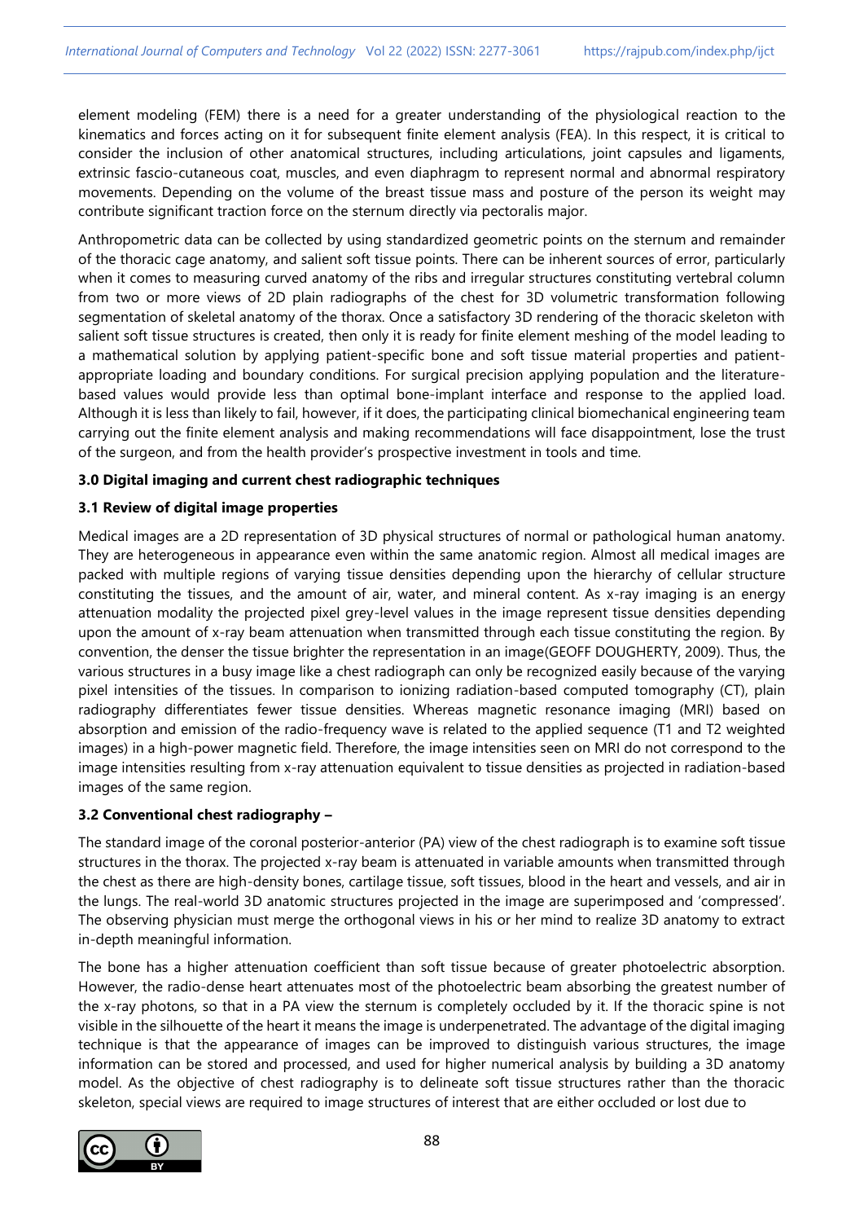element modeling (FEM) there is a need for a greater understanding of the physiological reaction to the kinematics and forces acting on it for subsequent finite element analysis (FEA). In this respect, it is critical to consider the inclusion of other anatomical structures, including articulations, joint capsules and ligaments, extrinsic fascio-cutaneous coat, muscles, and even diaphragm to represent normal and abnormal respiratory movements. Depending on the volume of the breast tissue mass and posture of the person its weight may contribute significant traction force on the sternum directly via pectoralis major.

Anthropometric data can be collected by using standardized geometric points on the sternum and remainder of the thoracic cage anatomy, and salient soft tissue points. There can be inherent sources of error, particularly when it comes to measuring curved anatomy of the ribs and irregular structures constituting vertebral column from two or more views of 2D plain radiographs of the chest for 3D volumetric transformation following segmentation of skeletal anatomy of the thorax. Once a satisfactory 3D rendering of the thoracic skeleton with salient soft tissue structures is created, then only it is ready for finite element meshing of the model leading to a mathematical solution by applying patient-specific bone and soft tissue material properties and patient-appropriate loading and boundary conditions. For surgical precision applying population and the literature-based values would provide less than optimal bone-implant interface and response to the applied load. Although it is less than likely to fail, however, if it does, the participating clinical biomechanical engineering team carrying out the finite element analysis and making recommendations will face disappointment, lose the trust of the surgeon, and from the health provider's prospective investment in tools and time.

### 3.0 Digital imaging and current chest radiographic techniques

### 3.1 Review of digital image properties

Medical images are a 2D representation of 3D physical structures of normal or pathological human anatomy. They are heterogeneous in appearance even within the same anatomic region. Almost all medical images are packed with multiple regions of varying tissue densities depending upon the hierarchy of cellular structure constituting the tissues, and the amount of air, water, and mineral content. As x-ray imaging is an energy attenuation modality the projected pixel grey-level values in the image represent tissue densities depending upon the amount of x-ray beam attenuation when transmitted through each tissue constituting the region. By convention, the denser the tissue brighter the representation in an image(GEOFF DOUGHERTY, 2009). Thus, the various structures in a busy image like a chest radiograph can only be recognized easily because of the varying pixel intensities of the tissues. In comparison to ionizing radiation-based computed tomography (CT), plain radiography differentiates fewer tissue densities. Whereas magnetic resonance imaging (MRI) based on absorption and emission of the radio-frequency wave is related to the applied sequence (T1 and T2 weighted images) in a high-power magnetic field. Therefore, the image intensities seen on MRI do not correspond to the image intensities resulting from x-ray attenuation equivalent to tissue densities as projected in radiation-based images of the same region.

### 3.2 Conventional chest radiography –

The standard image of the coronal posterior-anterior (PA) view of the chest radiograph is to examine soft tissue structures in the thorax. The projected x-ray beam is attenuated in variable amounts when transmitted through the chest as there are high-density bones, cartilage tissue, soft tissues, blood in the heart and vessels, and air in the lungs. The real-world 3D anatomic structures projected in the image are superimposed and 'compressed'. The observing physician must merge the orthogonal views in his or her mind to realize 3D anatomy to extract in-depth meaningful information.

The bone has a higher attenuation coefficient than soft tissue because of greater photoelectric absorption. However, the radio-dense heart attenuates most of the photoelectric beam absorbing the greatest number of the x-ray photons, so that in a PA view the sternum is completely occluded by it. If the thoracic spine is not visible in the silhouette of the heart it means the image is underpenetrated. The advantage of the digital imaging technique is that the appearance of images can be improved to distinguish various structures, the image information can be stored and processed, and used for higher numerical analysis by building a 3D anatomy model. As the objective of chest radiography is to delineate soft tissue structures rather than the thoracic skeleton, special views are required to image structures of interest that are either occluded or lost due to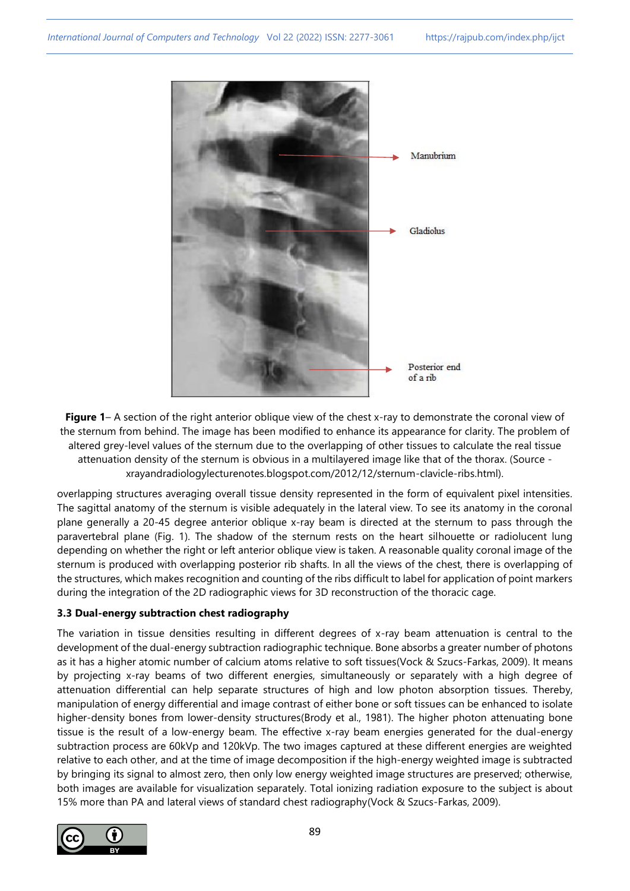**Figure 1**– A section of the right anterior oblique view of the chest x-ray to demonstrate the coronal view of the sternum from behind. The image has been modified to enhance its appearance for clarity. The problem of altered grey-level values of the sternum due to the overlapping of other tissues to calculate the real tissue attenuation density of the sternum is obvious in a multilayered image like that of the thorax. (Source - xrayandradiologylecturenotes.blogspot.com/2012/12/sternum-clavicle-ribs.html).

overlapping structures averaging overall tissue density represented in the form of equivalent pixel intensities. The sagittal anatomy of the sternum is visible adequately in the lateral view. To see its anatomy in the coronal plane generally a 20-45 degree anterior oblique x-ray beam is directed at the sternum to pass through the paravertebral plane (Fig. 1). The shadow of the sternum rests on the heart silhouette or radiolucent lung depending on whether the right or left anterior oblique view is taken. A reasonable quality coronal image of the sternum is produced with overlapping posterior rib shafts. In all the views of the chest, there is overlapping of the structures, which makes recognition and counting of the ribs difficult to label for application of point markers during the integration of the 2D radiographic views for 3D reconstruction of the thoracic cage.

### 3.3 Dual-energy subtraction chest radiography

The variation in tissue densities resulting in different degrees of x-ray beam attenuation is central to the development of the dual-energy subtraction radiographic technique. Bone absorbs a greater number of photons as it has a higher atomic number of calcium atoms relative to soft tissues(Vock & Szucs-Farkas, 2009). It means by projecting x-ray beams of two different energies, simultaneously or separately with a high degree of attenuation differential can help separate structures of high and low photon absorption tissues. Thereby, manipulation of energy differential and image contrast of either bone or soft tissues can be enhanced to isolate higher-density bones from lower-density structures(Brody et al., 1981). The higher photon attenuating bone tissue is the result of a low-energy beam. The effective x-ray beam energies generated for the dual-energy subtraction process are 60kVp and 120kVp. The two images captured at these different energies are weighted relative to each other, and at the time of image decomposition if the high-energy weighted image is subtracted by bringing its signal to almost zero, then only low energy weighted image structures are preserved; otherwise, both images are available for visualization separately. Total ionizing radiation exposure to the subject is about 15% more than PA and lateral views of standard chest radiography(Vock & Szucs-Farkas, 2009).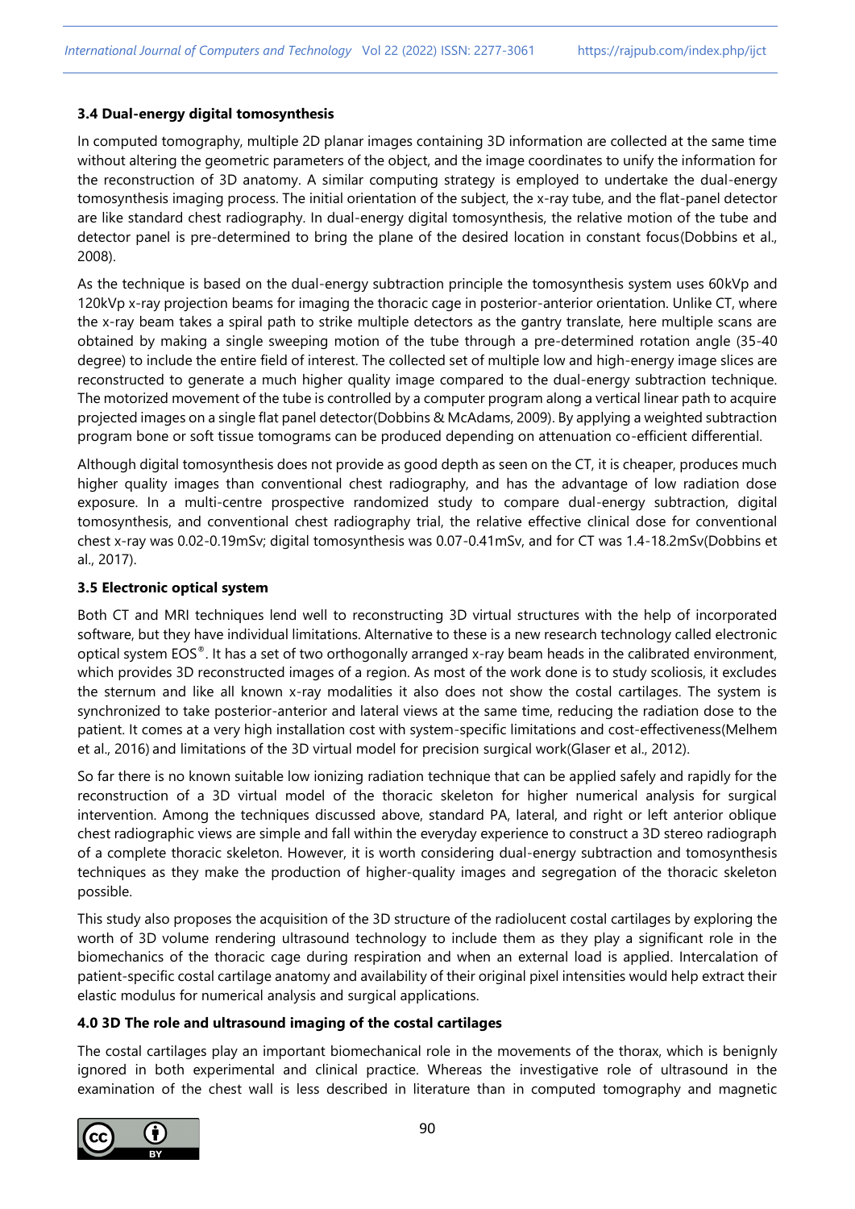### 3.4 Dual-energy digital tomosynthesis

In computed tomography, multiple 2D planar images containing 3D information are collected at the same time without altering the geometric parameters of the object, and the image coordinates to unify the information for the reconstruction of 3D anatomy. A similar computing strategy is employed to undertake the dual-energy tomosynthesis imaging process. The initial orientation of the subject, the x-ray tube, and the flat-panel detector are like standard chest radiography. In dual-energy digital tomosynthesis, the relative motion of the tube and detector panel is pre-determined to bring the plane of the desired location in constant focus(Dobbins et al., 2008).

As the technique is based on the dual-energy subtraction principle the tomosynthesis system uses 60kVp and 120kVp x-ray projection beams for imaging the thoracic cage in posterior-anterior orientation. Unlike CT, where the x-ray beam takes a spiral path to strike multiple detectors as the gantry translate, here multiple scans are obtained by making a single sweeping motion of the tube through a pre-determined rotation angle (35-40 degree) to include the entire field of interest. The collected set of multiple low and high-energy image slices are reconstructed to generate a much higher quality image compared to the dual-energy subtraction technique. The motorized movement of the tube is controlled by a computer program along a vertical linear path to acquire projected images on a single flat panel detector(Dobbins & McAdams, 2009). By applying a weighted subtraction program bone or soft tissue tomograms can be produced depending on attenuation co-efficient differential.

Although digital tomosynthesis does not provide as good depth as seen on the CT, it is cheaper, produces much higher quality images than conventional chest radiography, and has the advantage of low radiation dose exposure. In a multi-centre prospective randomized study to compare dual-energy subtraction, digital tomosynthesis, and conventional chest radiography trial, the relative effective clinical dose for conventional chest x-ray was 0.02-0.19mSv; digital tomosynthesis was 0.07-0.41mSv, and for CT was 1.4-18.2mSv(Dobbins et al., 2017).

### 3.5 Electronic optical system

Both CT and MRI techniques lend well to reconstructing 3D virtual structures with the help of incorporated software, but they have individual limitations. Alternative to these is a new research technology called electronic optical system EOS®. It has a set of two orthogonally arranged x-ray beam heads in the calibrated environment, which provides 3D reconstructed images of a region. As most of the work done is to study scoliosis, it excludes the sternum and like all known x-ray modalities it also does not show the costal cartilages. The system is synchronized to take posterior-anterior and lateral views at the same time, reducing the radiation dose to the patient. It comes at a very high installation cost with system-specific limitations and cost-effectiveness(Melhem et al., 2016) and limitations of the 3D virtual model for precision surgical work(Glaser et al., 2012).

So far there is no known suitable low ionizing radiation technique that can be applied safely and rapidly for the reconstruction of a 3D virtual model of the thoracic skeleton for higher numerical analysis for surgical intervention. Among the techniques discussed above, standard PA, lateral, and right or left anterior oblique chest radiographic views are simple and fall within the everyday experience to construct a 3D stereo radiograph of a complete thoracic skeleton. However, it is worth considering dual-energy subtraction and tomosynthesis techniques as they make the production of higher-quality images and segregation of the thoracic skeleton possible.

This study also proposes the acquisition of the 3D structure of the radiolucent costal cartilages by exploring the worth of 3D volume rendering ultrasound technology to include them as they play a significant role in the biomechanics of the thoracic cage during respiration and when an external load is applied. Intercalation of patient-specific costal cartilage anatomy and availability of their original pixel intensities would help extract their elastic modulus for numerical analysis and surgical applications.

### 4.0 3D The role and ultrasound imaging of the costal cartilages

The costal cartilages play an important biomechanical role in the movements of the thorax, which is benignly ignored in both experimental and clinical practice. Whereas the investigative role of ultrasound in the examination of the chest wall is less described in literature than in computed tomography and magnetic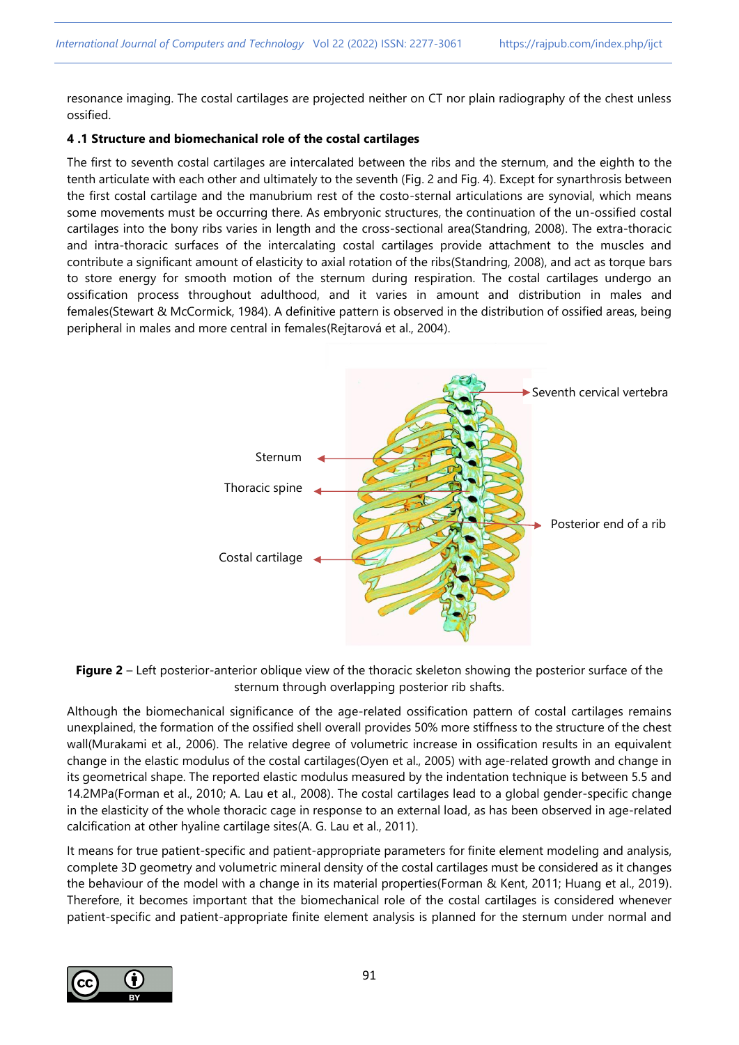resonance imaging. The costal cartilages are projected neither on CT nor plain radiography of the chest unless ossified.

### 4 .1 Structure and biomechanical role of the costal cartilages

The first to seventh costal cartilages are intercalated between the ribs and the sternum, and the eighth to the tenth articulate with each other and ultimately to the seventh (Fig. 2 and Fig. 4). Except for synarthrosis between the first costal cartilage and the manubrium rest of the costo-sternal articulations are synovial, which means some movements must be occurring there. As embryonic structures, the continuation of the un-ossified costal cartilages into the bony ribs varies in length and the cross-sectional area(Standring, 2008). The extra-thoracic and intra-thoracic surfaces of the intercalating costal cartilages provide attachment to the muscles and contribute a significant amount of elasticity to axial rotation of the ribs(Standring, 2008), and act as torque bars to store energy for smooth motion of the sternum during respiration. The costal cartilages undergo an ossification process throughout adulthood, and it varies in amount and distribution in males and females(Stewart & McCormick, 1984). A definitive pattern is observed in the distribution of ossified areas, being peripheral in males and more central in females(Rejtarová et al., 2004).

Seventh cervical vertebra

Sternum

Thoracic spine

Posterior end of a rib

Costal cartilage

**Figure 2** – Left posterior-anterior oblique view of the thoracic skeleton showing the posterior surface of the sternum through overlapping posterior rib shafts.

Although the biomechanical significance of the age-related ossification pattern of costal cartilages remains unexplained, the formation of the ossified shell overall provides 50% more stiffness to the structure of the chest wall(Murakami et al., 2006). The relative degree of volumetric increase in ossification results in an equivalent change in the elastic modulus of the costal cartilages(Oyen et al., 2005) with age-related growth and change in its geometrical shape. The reported elastic modulus measured by the indentation technique is between 5.5 and 14.2MPa(Forman et al., 2010; A. Lau et al., 2008). The costal cartilages lead to a global gender-specific change in the elasticity of the whole thoracic cage in response to an external load, as has been observed in age-related calcification at other hyaline cartilage sites(A. G. Lau et al., 2011).

It means for true patient-specific and patient-appropriate parameters for finite element modeling and analysis, complete 3D geometry and volumetric mineral density of the costal cartilages must be considered as it changes the behaviour of the model with a change in its material properties(Forman & Kent, 2011; Huang et al., 2019). Therefore, it becomes important that the biomechanical role of the costal cartilages is considered whenever patient-specific and patient-appropriate finite element analysis is planned for the sternum under normal and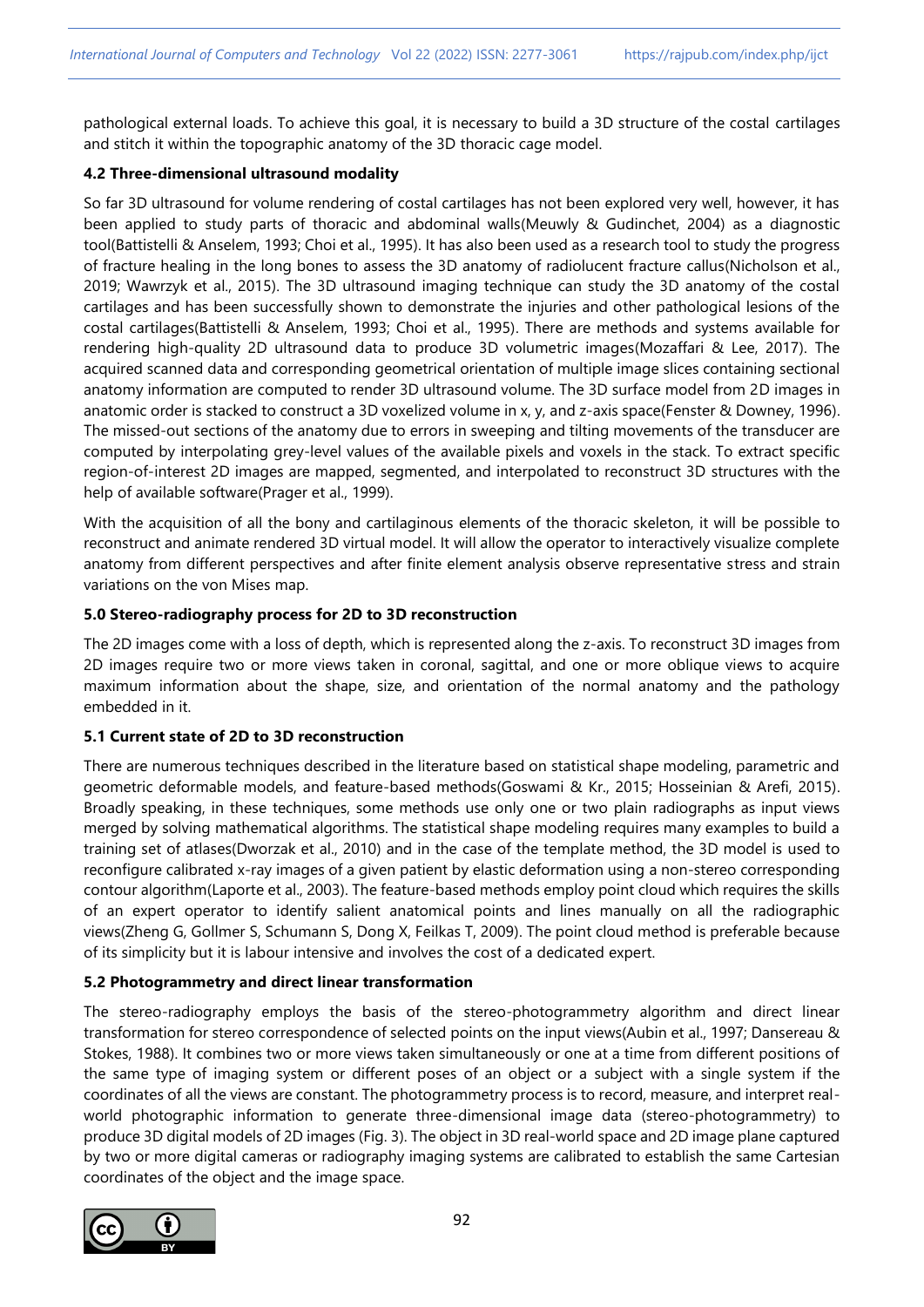pathological external loads. To achieve this goal, it is necessary to build a 3D structure of the costal cartilages and stitch it within the topographic anatomy of the 3D thoracic cage model.

### 4.2 Three-dimensional ultrasound modality

So far 3D ultrasound for volume rendering of costal cartilages has not been explored very well, however, it has been applied to study parts of thoracic and abdominal walls(Meuwly & Gudinchet, 2004) as a diagnostic tool(Battistelli & Anselem, 1993; Choi et al., 1995). It has also been used as a research tool to study the progress of fracture healing in the long bones to assess the 3D anatomy of radiolucent fracture callus(Nicholson et al., 2019; Wawrzyk et al., 2015). The 3D ultrasound imaging technique can study the 3D anatomy of the costal cartilages and has been successfully shown to demonstrate the injuries and other pathological lesions of the costal cartilages(Battistelli & Anselem, 1993; Choi et al., 1995). There are methods and systems available for rendering high-quality 2D ultrasound data to produce 3D volumetric images(Mozaffari & Lee, 2017). The acquired scanned data and corresponding geometrical orientation of multiple image slices containing sectional anatomy information are computed to render 3D ultrasound volume. The 3D surface model from 2D images in anatomic order is stacked to construct a 3D voxelized volume in x, y, and z-axis space(Fenster & Downey, 1996). The missed-out sections of the anatomy due to errors in sweeping and tilting movements of the transducer are computed by interpolating grey-level values of the available pixels and voxels in the stack. To extract specific region-of-interest 2D images are mapped, segmented, and interpolated to reconstruct 3D structures with the help of available software(Prager et al., 1999).

With the acquisition of all the bony and cartilaginous elements of the thoracic skeleton, it will be possible to reconstruct and animate rendered 3D virtual model. It will allow the operator to interactively visualize complete anatomy from different perspectives and after finite element analysis observe representative stress and strain variations on the von Mises map.

## 5.0 Stereo-radiography process for 2D to 3D reconstruction

The 2D images come with a loss of depth, which is represented along the z-axis. To reconstruct 3D images from 2D images require two or more views taken in coronal, sagittal, and one or more oblique views to acquire maximum information about the shape, size, and orientation of the normal anatomy and the pathology embedded in it.

### 5.1 Current state of 2D to 3D reconstruction

There are numerous techniques described in the literature based on statistical shape modeling, parametric and geometric deformable models, and feature-based methods(Goswami & Kr., 2015; Hosseinian & Arefi, 2015). Broadly speaking, in these techniques, some methods use only one or two plain radiographs as input views merged by solving mathematical algorithms. The statistical shape modeling requires many examples to build a training set of atlases(Dworzak et al., 2010) and in the case of the template method, the 3D model is used to reconfigure calibrated x-ray images of a given patient by elastic deformation using a non-stereo corresponding contour algorithm(Laporte et al., 2003). The feature-based methods employ point cloud which requires the skills of an expert operator to identify salient anatomical points and lines manually on all the radiographic views(Zheng G, Gollmer S, Schumann S, Dong X, Feilkas T, 2009). The point cloud method is preferable because of its simplicity but it is labour intensive and involves the cost of a dedicated expert.

### 5.2 Photogrammetry and direct linear transformation

The stereo-radiography employs the basis of the stereo-photogrammetry algorithm and direct linear transformation for stereo correspondence of selected points on the input views(Aubin et al., 1997; Dansereau & Stokes, 1988). It combines two or more views taken simultaneously or one at a time from different positions of the same type of imaging system or different poses of an object or a subject with a single system if the coordinates of all the views are constant. The photogrammetry process is to record, measure, and interpret real-world photographic information to generate three-dimensional image data (stereo-photogrammetry) to produce 3D digital models of 2D images (Fig. 3). The object in 3D real-world space and 2D image plane captured by two or more digital cameras or radiography imaging systems are calibrated to establish the same Cartesian coordinates of the object and the image space.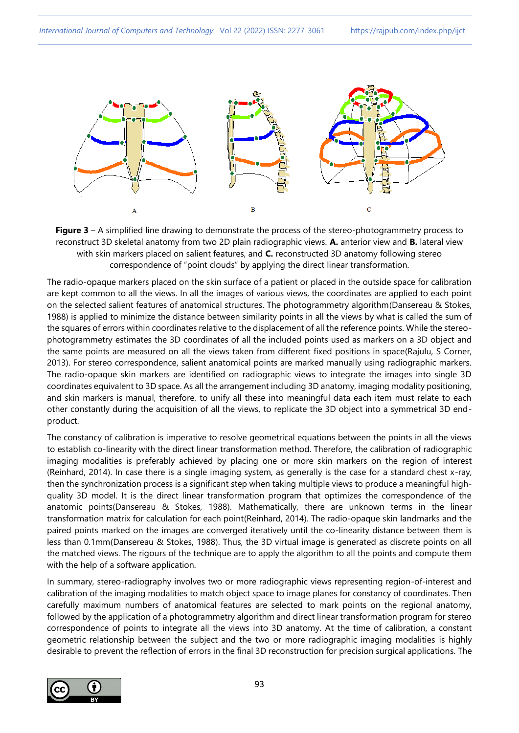**Figure 3** – A simplified line drawing to demonstrate the process of the stereo-photogrammetry process to reconstruct 3D skeletal anatomy from two 2D plain radiographic views. **A.** anterior view and **B.** lateral view with skin markers placed on salient features, and **C.** reconstructed 3D anatomy following stereo correspondence of "point clouds" by applying the direct linear transformation.

The radio-opaque markers placed on the skin surface of a patient or placed in the outside space for calibration are kept common to all the views. In all the images of various views, the coordinates are applied to each point on the selected salient features of anatomical structures. The photogrammetry algorithm(Dansereau & Stokes, 1988) is applied to minimize the distance between similarity points in all the views by what is called the sum of the squares of errors within coordinates relative to the displacement of all the reference points. While the stereo-photogrammetry estimates the 3D coordinates of all the included points used as markers on a 3D object and the same points are measured on all the views taken from different fixed positions in space(Rajulu, S Corner, 2013). For stereo correspondence, salient anatomical points are marked manually using radiographic markers. The radio-opaque skin markers are identified on radiographic views to integrate the images into single 3D coordinates equivalent to 3D space. As all the arrangement including 3D anatomy, imaging modality positioning, and skin markers is manual, therefore, to unify all these into meaningful data each item must relate to each other constantly during the acquisition of all the views, to replicate the 3D object into a symmetrical 3D end-product.

The constancy of calibration is imperative to resolve geometrical equations between the points in all the views to establish co-linearity with the direct linear transformation method. Therefore, the calibration of radiographic imaging modalities is preferably achieved by placing one or more skin markers on the region of interest (Reinhard, 2014). In case there is a single imaging system, as generally is the case for a standard chest x-ray, then the synchronization process is a significant step when taking multiple views to produce a meaningful high-quality 3D model. It is the direct linear transformation program that optimizes the correspondence of the anatomic points(Dansereau & Stokes, 1988). Mathematically, there are unknown terms in the linear transformation matrix for calculation for each point(Reinhard, 2014). The radio-opaque skin landmarks and the paired points marked on the images are converged iteratively until the co-linearity distance between them is less than 0.1mm(Dansereau & Stokes, 1988). Thus, the 3D virtual image is generated as discrete points on all the matched views. The rigours of the technique are to apply the algorithm to all the points and compute them with the help of a software application.

In summary, stereo-radiography involves two or more radiographic views representing region-of-interest and calibration of the imaging modalities to match object space to image planes for constancy of coordinates. Then carefully maximum numbers of anatomical features are selected to mark points on the regional anatomy, followed by the application of a photogrammetry algorithm and direct linear transformation program for stereo correspondence of points to integrate all the views into 3D anatomy. At the time of calibration, a constant geometric relationship between the subject and the two or more radiographic imaging modalities is highly desirable to prevent the reflection of errors in the final 3D reconstruction for precision surgical applications. The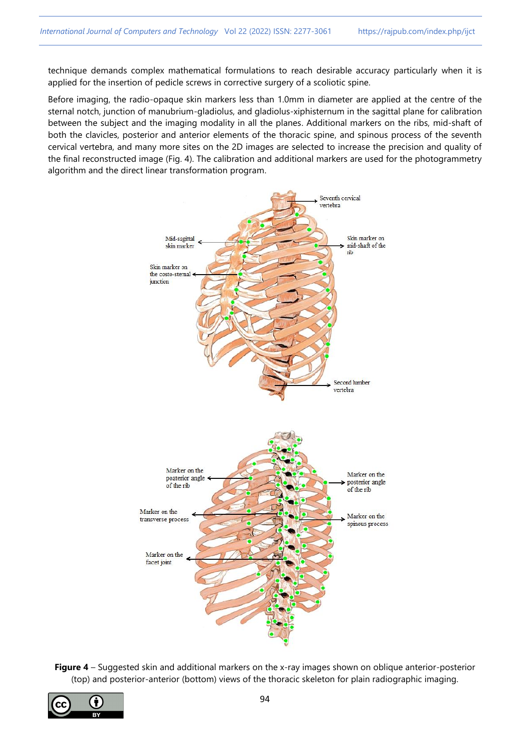technique demands complex mathematical formulations to reach desirable accuracy particularly when it is applied for the insertion of pedicle screws in corrective surgery of a scoliotic spine.

Before imaging, the radio-opaque skin markers less than 1.0mm in diameter are applied at the centre of the sternal notch, junction of manubrium-gladiolus, and gladiolus-xiphisternum in the sagittal plane for calibration between the subject and the imaging modality in all the planes. Additional markers on the ribs, mid-shaft of both the clavicles, posterior and anterior elements of the thoracic spine, and spinous process of the seventh cervical vertebra, and many more sites on the 2D images are selected to increase the precision and quality of the final reconstructed image (Fig. 4). The calibration and additional markers are used for the photogrammetry algorithm and the direct linear transformation program.

**Figure 4** – Suggested skin and additional markers on the x-ray images shown on oblique anterior-posterior (top) and posterior-anterior (bottom) views of the thoracic skeleton for plain radiographic imaging.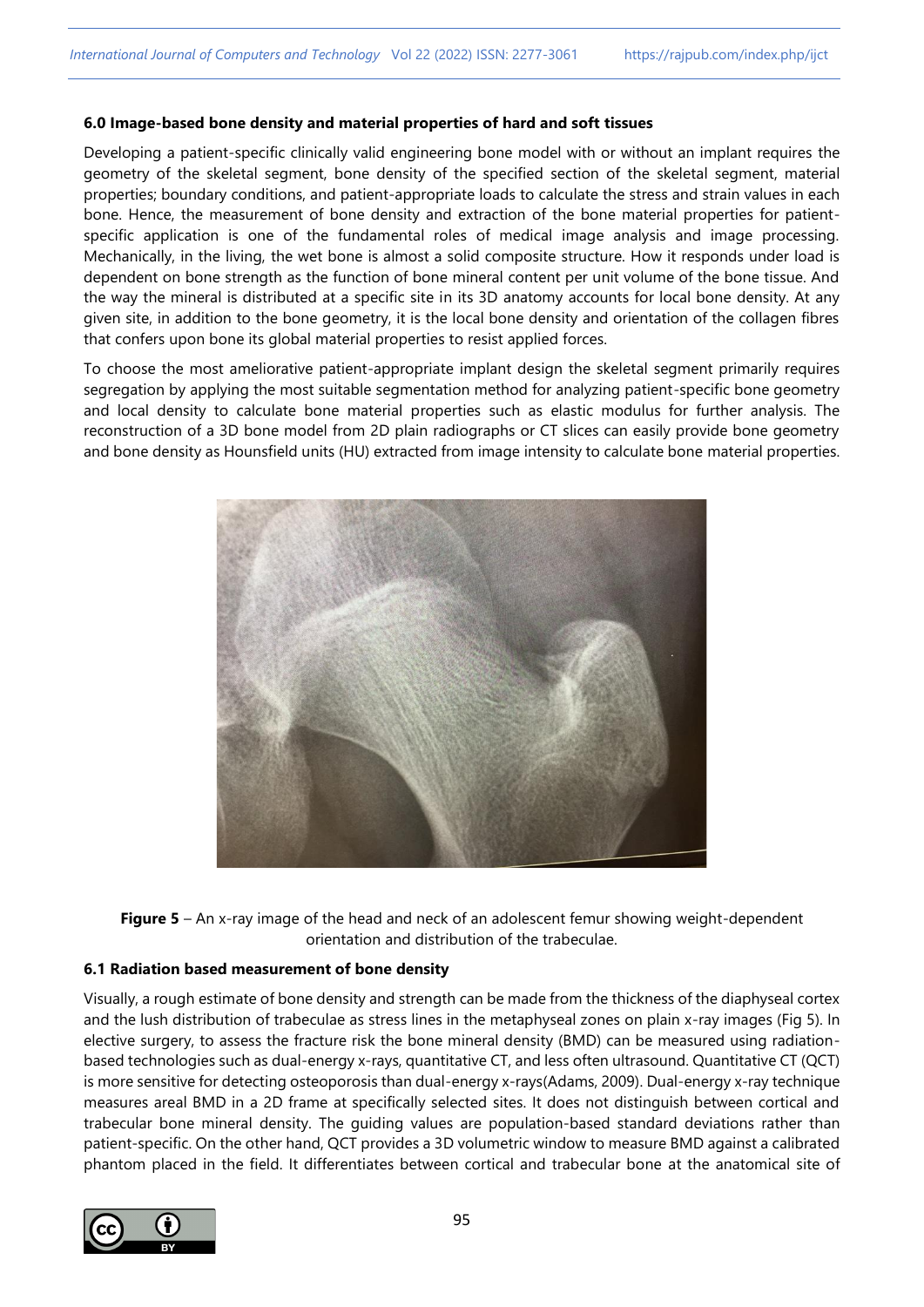### 6.0 Image-based bone density and material properties of hard and soft tissues

Developing a patient-specific clinically valid engineering bone model with or without an implant requires the geometry of the skeletal segment, bone density of the specified section of the skeletal segment, material properties; boundary conditions, and patient-appropriate loads to calculate the stress and strain values in each bone. Hence, the measurement of bone density and extraction of the bone material properties for patient-specific application is one of the fundamental roles of medical image analysis and image processing. Mechanically, in the living, the wet bone is almost a solid composite structure. How it responds under load is dependent on bone strength as the function of bone mineral content per unit volume of the bone tissue. And the way the mineral is distributed at a specific site in its 3D anatomy accounts for local bone density. At any given site, in addition to the bone geometry, it is the local bone density and orientation of the collagen fibres that confers upon bone its global material properties to resist applied forces.

To choose the most ameliorative patient-appropriate implant design the skeletal segment primarily requires segregation by applying the most suitable segmentation method for analyzing patient-specific bone geometry and local density to calculate bone material properties such as elastic modulus for further analysis. The reconstruction of a 3D bone model from 2D plain radiographs or CT slices can easily provide bone geometry and bone density as Hounsfield units (HU) extracted from image intensity to calculate bone material properties.

**Figure 5** – An x-ray image of the head and neck of an adolescent femur showing weight-dependent orientation and distribution of the trabeculae.

### 6.1 Radiation based measurement of bone density

Visually, a rough estimate of bone density and strength can be made from the thickness of the diaphyseal cortex and the lush distribution of trabeculae as stress lines in the metaphyseal zones on plain x-ray images (Fig 5). In elective surgery, to assess the fracture risk the bone mineral density (BMD) can be measured using radiation-based technologies such as dual-energy x-rays, quantitative CT, and less often ultrasound. Quantitative CT (QCT) is more sensitive for detecting osteoporosis than dual-energy x-rays(Adams, 2009). Dual-energy x-ray technique measures areal BMD in a 2D frame at specifically selected sites. It does not distinguish between cortical and trabecular bone mineral density. The guiding values are population-based standard deviations rather than patient-specific. On the other hand, QCT provides a 3D volumetric window to measure BMD against a calibrated phantom placed in the field. It differentiates between cortical and trabecular bone at the anatomical site of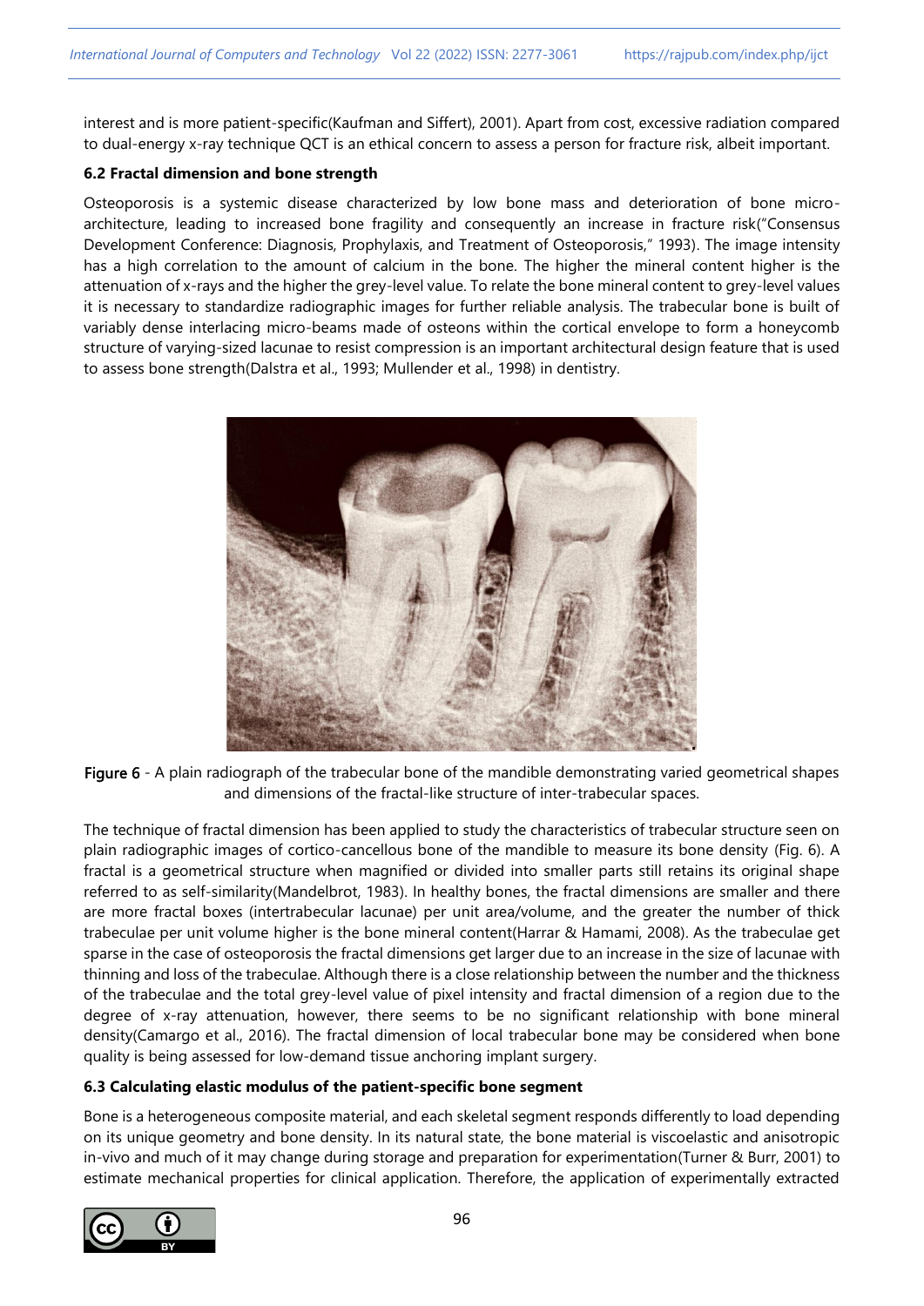interest and is more patient-specific(Kaufman and Siffert), 2001). Apart from cost, excessive radiation compared to dual-energy x-ray technique QCT is an ethical concern to assess a person for fracture risk, albeit important.

### 6.2 Fractal dimension and bone strength

Osteoporosis is a systemic disease characterized by low bone mass and deterioration of bone micro-architecture, leading to increased bone fragility and consequently an increase in fracture risk("Consensus Development Conference: Diagnosis, Prophylaxis, and Treatment of Osteoporosis," 1993). The image intensity has a high correlation to the amount of calcium in the bone. The higher the mineral content higher is the attenuation of x-rays and the higher the grey-level value. To relate the bone mineral content to grey-level values it is necessary to standardize radiographic images for further reliable analysis. The trabecular bone is built of variably dense interlacing micro-beams made of osteons within the cortical envelope to form a honeycomb structure of varying-sized lacunae to resist compression is an important architectural design feature that is used to assess bone strength(Dalstra et al., 1993; Mullender et al., 1998) in dentistry.

Figure 6 - A plain radiograph of the trabecular bone of the mandible demonstrating varied geometrical shapes and dimensions of the fractal-like structure of inter-trabecular spaces.

The technique of fractal dimension has been applied to study the characteristics of trabecular structure seen on plain radiographic images of cortico-cancellous bone of the mandible to measure its bone density (Fig. 6). A fractal is a geometrical structure when magnified or divided into smaller parts still retains its original shape referred to as self-similarity(Mandelbrot, 1983). In healthy bones, the fractal dimensions are smaller and there are more fractal boxes (intertrabecular lacunae) per unit area/volume, and the greater the number of thick trabeculae per unit volume higher is the bone mineral content(Harrar & Hamami, 2008). As the trabeculae get sparse in the case of osteoporosis the fractal dimensions get larger due to an increase in the size of lacunae with thinning and loss of the trabeculae. Although there is a close relationship between the number and the thickness of the trabeculae and the total grey-level value of pixel intensity and fractal dimension of a region due to the degree of x-ray attenuation, however, there seems to be no significant relationship with bone mineral density(Camargo et al., 2016). The fractal dimension of local trabecular bone may be considered when bone quality is being assessed for low-demand tissue anchoring implant surgery.

### 6.3 Calculating elastic modulus of the patient-specific bone segment

Bone is a heterogeneous composite material, and each skeletal segment responds differently to load depending on its unique geometry and bone density. In its natural state, the bone material is viscoelastic and anisotropic in-vivo and much of it may change during storage and preparation for experimentation(Turner & Burr, 2001) to estimate mechanical properties for clinical application. Therefore, the application of experimentally extracted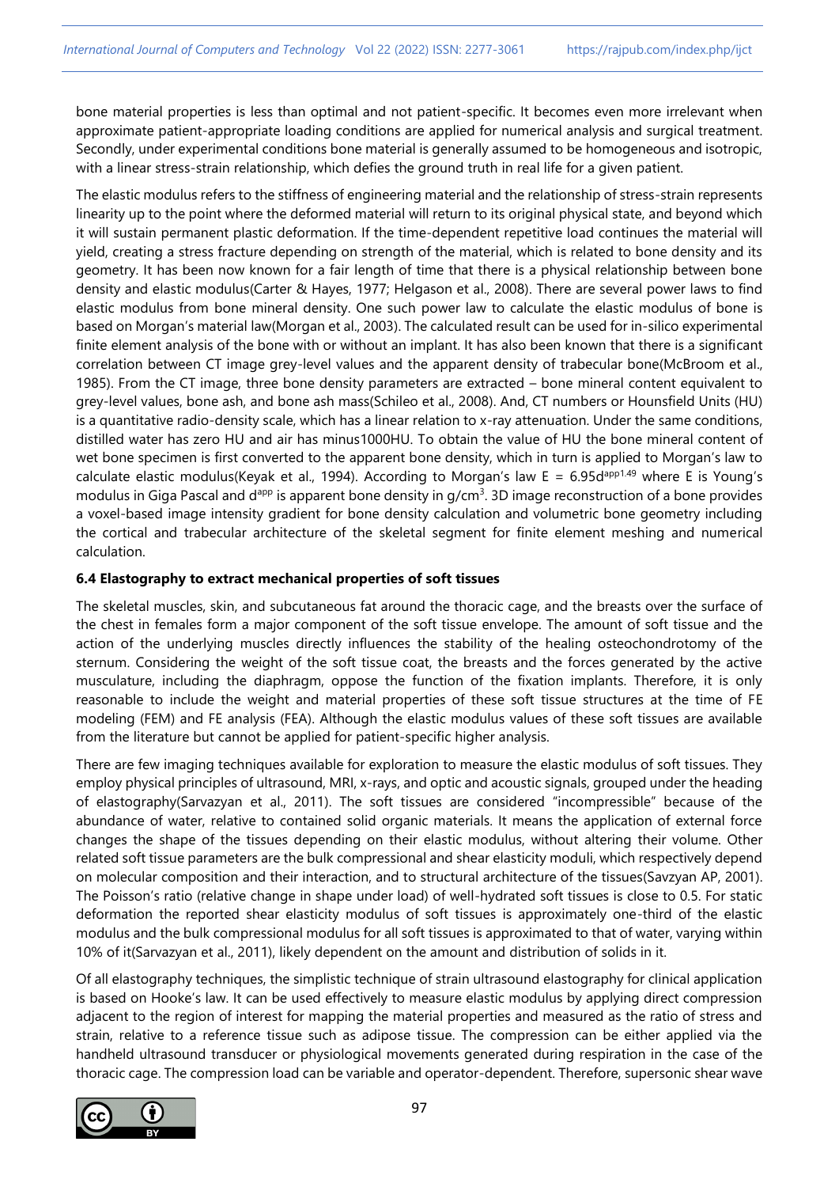bone material properties is less than optimal and not patient-specific. It becomes even more irrelevant when approximate patient-appropriate loading conditions are applied for numerical analysis and surgical treatment. Secondly, under experimental conditions bone material is generally assumed to be homogeneous and isotropic, with a linear stress-strain relationship, which defies the ground truth in real life for a given patient.

The elastic modulus refers to the stiffness of engineering material and the relationship of stress-strain represents linearity up to the point where the deformed material will return to its original physical state, and beyond which it will sustain permanent plastic deformation. If the time-dependent repetitive load continues the material will yield, creating a stress fracture depending on strength of the material, which is related to bone density and its geometry. It has been now known for a fair length of time that there is a physical relationship between bone density and elastic modulus(Carter & Hayes, 1977; Helgason et al., 2008). There are several power laws to find elastic modulus from bone mineral density. One such power law to calculate the elastic modulus of bone is based on Morgan's material law(Morgan et al., 2003). The calculated result can be used for in-silico experimental finite element analysis of the bone with or without an implant. It has also been known that there is a significant correlation between CT image grey-level values and the apparent density of trabecular bone(McBroom et al., 1985). From the CT image, three bone density parameters are extracted – bone mineral content equivalent to grey-level values, bone ash, and bone ash mass(Schileo et al., 2008). And, CT numbers or Hounsfield Units (HU) is a quantitative radio-density scale, which has a linear relation to x-ray attenuation. Under the same conditions, distilled water has zero HU and air has minus1000HU. To obtain the value of HU the bone mineral content of wet bone specimen is first converted to the apparent bone density, which in turn is applied to Morgan's law to calculate elastic modulus(Keyak et al., 1994). According to Morgan's law $E = 6.95d^{app1.49}$ where E is Young's modulus in Giga Pascal and $d^{app}$ is apparent bone density in g/cm$^3$. 3D image reconstruction of a bone provides a voxel-based image intensity gradient for bone density calculation and volumetric bone geometry including the cortical and trabecular architecture of the skeletal segment for finite element meshing and numerical calculation.

### 6.4 Elastography to extract mechanical properties of soft tissues

The skeletal muscles, skin, and subcutaneous fat around the thoracic cage, and the breasts over the surface of the chest in females form a major component of the soft tissue envelope. The amount of soft tissue and the action of the underlying muscles directly influences the stability of the healing osteochondrotomy of the sternum. Considering the weight of the soft tissue coat, the breasts and the forces generated by the active musculature, including the diaphragm, oppose the function of the fixation implants. Therefore, it is only reasonable to include the weight and material properties of these soft tissue structures at the time of FE modeling (FEM) and FE analysis (FEA). Although the elastic modulus values of these soft tissues are available from the literature but cannot be applied for patient-specific higher analysis.

There are few imaging techniques available for exploration to measure the elastic modulus of soft tissues. They employ physical principles of ultrasound, MRI, x-rays, and optic and acoustic signals, grouped under the heading of elastography(Sarvazyan et al., 2011). The soft tissues are considered "incompressible" because of the abundance of water, relative to contained solid organic materials. It means the application of external force changes the shape of the tissues depending on their elastic modulus, without altering their volume. Other related soft tissue parameters are the bulk compressional and shear elasticity moduli, which respectively depend on molecular composition and their interaction, and to structural architecture of the tissues(Savzyan AP, 2001). The Poisson's ratio (relative change in shape under load) of well-hydrated soft tissues is close to 0.5. For static deformation the reported shear elasticity modulus of soft tissues is approximately one-third of the elastic modulus and the bulk compressional modulus for all soft tissues is approximated to that of water, varying within 10% of it(Sarvazyan et al., 2011), likely dependent on the amount and distribution of solids in it.

Of all elastography techniques, the simplistic technique of strain ultrasound elastography for clinical application is based on Hooke's law. It can be used effectively to measure elastic modulus by applying direct compression adjacent to the region of interest for mapping the material properties and measured as the ratio of stress and strain, relative to a reference tissue such as adipose tissue. The compression can be either applied via the handheld ultrasound transducer or physiological movements generated during respiration in the case of the thoracic cage. The compression load can be variable and operator-dependent. Therefore, supersonic shear wave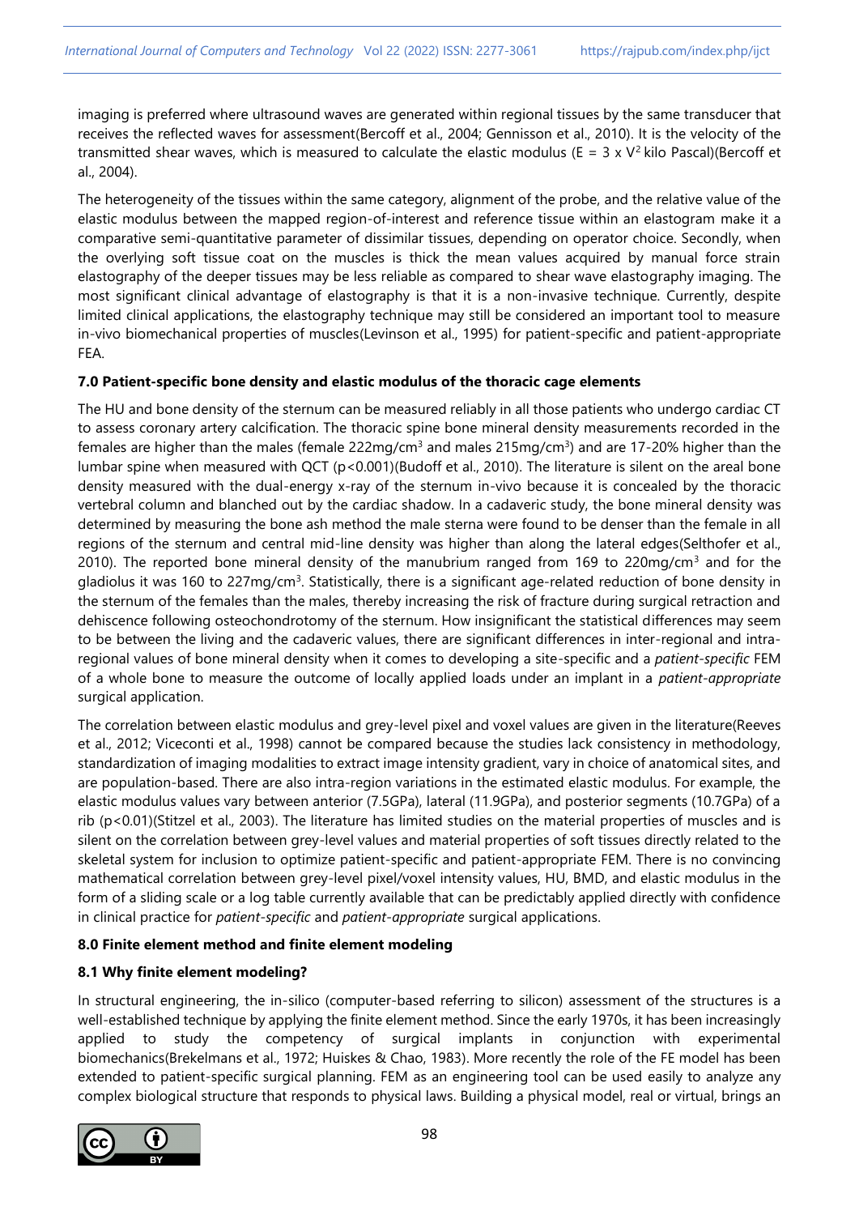imaging is preferred where ultrasound waves are generated within regional tissues by the same transducer that receives the reflected waves for assessment(Bercoff et al., 2004; Gennisson et al., 2010). It is the velocity of the transmitted shear waves, which is measured to calculate the elastic modulus ($E = 3 \times V^2$ kilo Pascal)(Bercoff et al., 2004).

The heterogeneity of the tissues within the same category, alignment of the probe, and the relative value of the elastic modulus between the mapped region-of-interest and reference tissue within an elastogram make it a comparative semi-quantitative parameter of dissimilar tissues, depending on operator choice. Secondly, when the overlying soft tissue coat on the muscles is thick the mean values acquired by manual force strain elastography of the deeper tissues may be less reliable as compared to shear wave elastography imaging. The most significant clinical advantage of elastography is that it is a non-invasive technique. Currently, despite limited clinical applications, the elastography technique may still be considered an important tool to measure in-vivo biomechanical properties of muscles(Levinson et al., 1995) for patient-specific and patient-appropriate FEA.

### 7.0 Patient-specific bone density and elastic modulus of the thoracic cage elements

The HU and bone density of the sternum can be measured reliably in all those patients who undergo cardiac CT to assess coronary artery calcification. The thoracic spine bone mineral density measurements recorded in the females are higher than the males (female 222mg/cm$^3$ and males 215mg/cm$^3$) and are 17-20% higher than the lumbar spine when measured with QCT ($p<0.001$)(Budoff et al., 2010). The literature is silent on the areal bone density measured with the dual-energy x-ray of the sternum in-vivo because it is concealed by the thoracic vertebral column and blanched out by the cardiac shadow. In a cadaveric study, the bone mineral density was determined by measuring the bone ash method the male sterna were found to be denser than the female in all regions of the sternum and central mid-line density was higher than along the lateral edges(Selthofer et al., 2010). The reported bone mineral density of the manubrium ranged from 169 to 220mg/cm$^3$ and for the gladiolus it was 160 to 227mg/cm$^3$. Statistically, there is a significant age-related reduction of bone density in the sternum of the females than the males, thereby increasing the risk of fracture during surgical retraction and dehiscence following osteochondrotomy of the sternum. How insignificant the statistical differences may seem to be between the living and the cadaveric values, there are significant differences in inter-regional and intra-regional values of bone mineral density when it comes to developing a site-specific and a *patient-specific* FEM of a whole bone to measure the outcome of locally applied loads under an implant in a *patient-appropriate* surgical application.

The correlation between elastic modulus and grey-level pixel and voxel values are given in the literature(Reeves et al., 2012; Viceconti et al., 1998) cannot be compared because the studies lack consistency in methodology, standardization of imaging modalities to extract image intensity gradient, vary in choice of anatomical sites, and are population-based. There are also intra-region variations in the estimated elastic modulus. For example, the elastic modulus values vary between anterior (7.5GPa), lateral (11.9GPa), and posterior segments (10.7GPa) of a rib ($p<0.01$)(Stitzel et al., 2003). The literature has limited studies on the material properties of muscles and is silent on the correlation between grey-level values and material properties of soft tissues directly related to the skeletal system for inclusion to optimize patient-specific and patient-appropriate FEM. There is no convincing mathematical correlation between grey-level pixel/voxel intensity values, HU, BMD, and elastic modulus in the form of a sliding scale or a log table currently available that can be predictably applied directly with confidence in clinical practice for *patient-specific* and *patient-appropriate* surgical applications.

### 8.0 Finite element method and finite element modeling

#### 8.1 Why finite element modeling?

In structural engineering, the in-silico (computer-based referring to silicon) assessment of the structures is a well-established technique by applying the finite element method. Since the early 1970s, it has been increasingly applied to study the competency of surgical implants in conjunction with experimental biomechanics(Brekelmans et al., 1972; Huiskes & Chao, 1983). More recently the role of the FE model has been extended to patient-specific surgical planning. FEM as an engineering tool can be used easily to analyze any complex biological structure that responds to physical laws. Building a physical model, real or virtual, brings an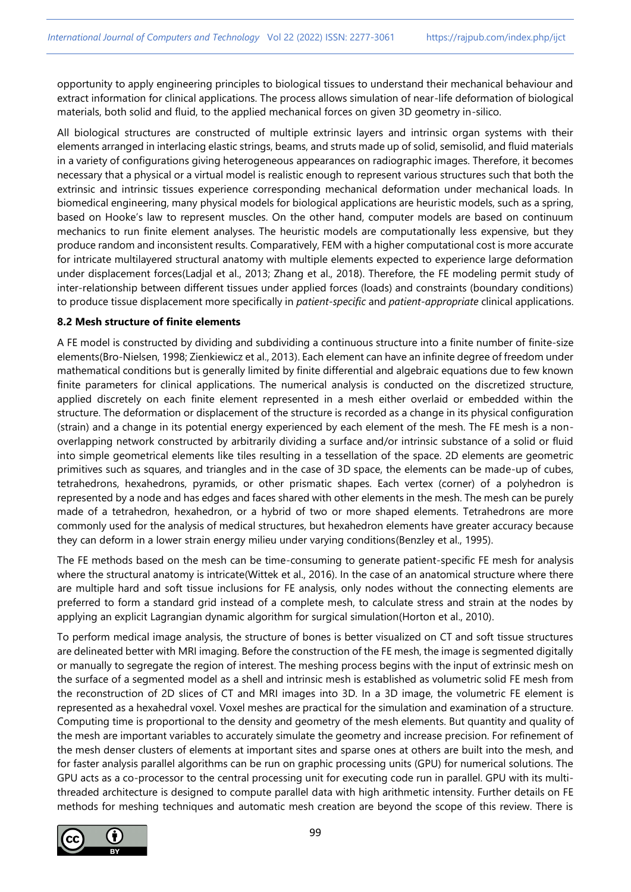opportunity to apply engineering principles to biological tissues to understand their mechanical behaviour and extract information for clinical applications. The process allows simulation of near-life deformation of biological materials, both solid and fluid, to the applied mechanical forces on given 3D geometry in-silico.

All biological structures are constructed of multiple extrinsic layers and intrinsic organ systems with their elements arranged in interlacing elastic strings, beams, and struts made up of solid, semisolid, and fluid materials in a variety of configurations giving heterogeneous appearances on radiographic images. Therefore, it becomes necessary that a physical or a virtual model is realistic enough to represent various structures such that both the extrinsic and intrinsic tissues experience corresponding mechanical deformation under mechanical loads. In biomedical engineering, many physical models for biological applications are heuristic models, such as a spring, based on Hooke's law to represent muscles. On the other hand, computer models are based on continuum mechanics to run finite element analyses. The heuristic models are computationally less expensive, but they produce random and inconsistent results. Comparatively, FEM with a higher computational cost is more accurate for intricate multilayered structural anatomy with multiple elements expected to experience large deformation under displacement forces(Ladjal et al., 2013; Zhang et al., 2018). Therefore, the FE modeling permit study of inter-relationship between different tissues under applied forces (loads) and constraints (boundary conditions) to produce tissue displacement more specifically in *patient-specific* and *patient-appropriate* clinical applications.

### 8.2 Mesh structure of finite elements

A FE model is constructed by dividing and subdividing a continuous structure into a finite number of finite-size elements(Bro-Nielsen, 1998; Zienkiewicz et al., 2013). Each element can have an infinite degree of freedom under mathematical conditions but is generally limited by finite differential and algebraic equations due to few known finite parameters for clinical applications. The numerical analysis is conducted on the discretized structure, applied discretely on each finite element represented in a mesh either overlaid or embedded within the structure. The deformation or displacement of the structure is recorded as a change in its physical configuration (strain) and a change in its potential energy experienced by each element of the mesh. The FE mesh is a non-overlapping network constructed by arbitrarily dividing a surface and/or intrinsic substance of a solid or fluid into simple geometrical elements like tiles resulting in a tessellation of the space. 2D elements are geometric primitives such as squares, and triangles and in the case of 3D space, the elements can be made-up of cubes, tetrahedrons, hexahedrons, pyramids, or other prismatic shapes. Each vertex (corner) of a polyhedron is represented by a node and has edges and faces shared with other elements in the mesh. The mesh can be purely made of a tetrahedron, hexahedron, or a hybrid of two or more shaped elements. Tetrahedrons are more commonly used for the analysis of medical structures, but hexahedron elements have greater accuracy because they can deform in a lower strain energy milieu under varying conditions(Benzley et al., 1995).

The FE methods based on the mesh can be time-consuming to generate patient-specific FE mesh for analysis where the structural anatomy is intricate(Wittek et al., 2016). In the case of an anatomical structure where there are multiple hard and soft tissue inclusions for FE analysis, only nodes without the connecting elements are preferred to form a standard grid instead of a complete mesh, to calculate stress and strain at the nodes by applying an explicit Lagrangian dynamic algorithm for surgical simulation(Horton et al., 2010).

To perform medical image analysis, the structure of bones is better visualized on CT and soft tissue structures are delineated better with MRI imaging. Before the construction of the FE mesh, the image is segmented digitally or manually to segregate the region of interest. The meshing process begins with the input of extrinsic mesh on the surface of a segmented model as a shell and intrinsic mesh is established as volumetric solid FE mesh from the reconstruction of 2D slices of CT and MRI images into 3D. In a 3D image, the volumetric FE element is represented as a hexahedral voxel. Voxel meshes are practical for the simulation and examination of a structure. Computing time is proportional to the density and geometry of the mesh elements. But quantity and quality of the mesh are important variables to accurately simulate the geometry and increase precision. For refinement of the mesh denser clusters of elements at important sites and sparse ones at others are built into the mesh, and for faster analysis parallel algorithms can be run on graphic processing units (GPU) for numerical solutions. The GPU acts as a co-processor to the central processing unit for executing code run in parallel. GPU with its multi-threaded architecture is designed to compute parallel data with high arithmetic intensity. Further details on FE methods for meshing techniques and automatic mesh creation are beyond the scope of this review. There is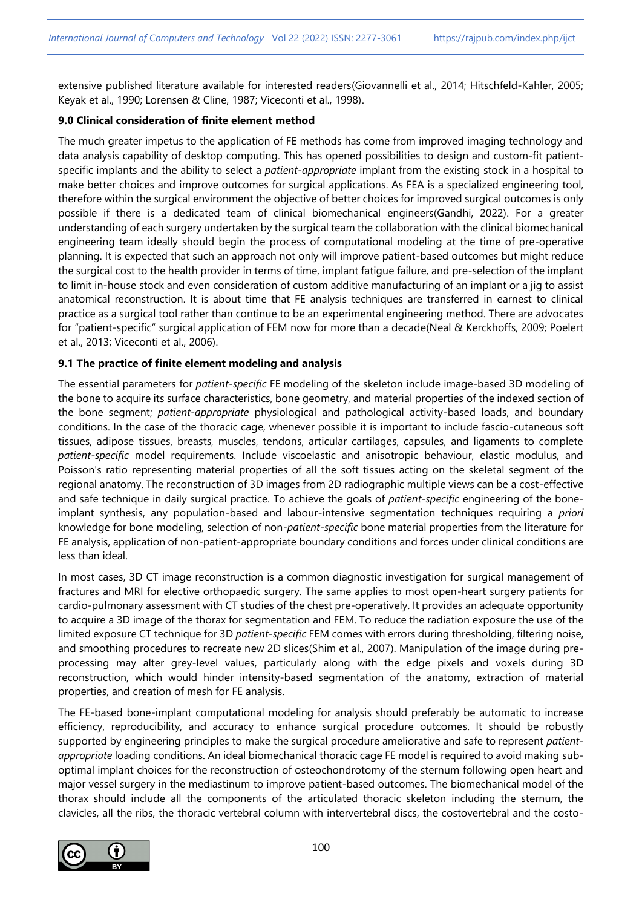extensive published literature available for interested readers(Giovannelli et al., 2014; Hitschfeld-Kahler, 2005; Keyak et al., 1990; Lorensen & Cline, 1987; Viceconti et al., 1998).

### 9.0 Clinical consideration of finite element method

The much greater impetus to the application of FE methods has come from improved imaging technology and data analysis capability of desktop computing. This has opened possibilities to design and custom-fit patient-specific implants and the ability to select a *patient-appropriate* implant from the existing stock in a hospital to make better choices and improve outcomes for surgical applications. As FEA is a specialized engineering tool, therefore within the surgical environment the objective of better choices for improved surgical outcomes is only possible if there is a dedicated team of clinical biomechanical engineers(Gandhi, 2022). For a greater understanding of each surgery undertaken by the surgical team the collaboration with the clinical biomechanical engineering team ideally should begin the process of computational modeling at the time of pre-operative planning. It is expected that such an approach not only will improve patient-based outcomes but might reduce the surgical cost to the health provider in terms of time, implant fatigue failure, and pre-selection of the implant to limit in-house stock and even consideration of custom additive manufacturing of an implant or a jig to assist anatomical reconstruction. It is about time that FE analysis techniques are transferred in earnest to clinical practice as a surgical tool rather than continue to be an experimental engineering method. There are advocates for "patient-specific" surgical application of FEM now for more than a decade(Neal & Kerckhoffs, 2009; Poelert et al., 2013; Viceconti et al., 2006).

### 9.1 The practice of finite element modeling and analysis

The essential parameters for *patient-specific* FE modeling of the skeleton include image-based 3D modeling of the bone to acquire its surface characteristics, bone geometry, and material properties of the indexed section of the bone segment; *patient-appropriate* physiological and pathological activity-based loads, and boundary conditions. In the case of the thoracic cage, whenever possible it is important to include fascio-cutaneous soft tissues, adipose tissues, breasts, muscles, tendons, articular cartilages, capsules, and ligaments to complete *patient-specific* model requirements. Include viscoelastic and anisotropic behaviour, elastic modulus, and Poisson's ratio representing material properties of all the soft tissues acting on the skeletal segment of the regional anatomy. The reconstruction of 3D images from 2D radiographic multiple views can be a cost-effective and safe technique in daily surgical practice. To achieve the goals of *patient-specific* engineering of the bone-implant synthesis, any population-based and labour-intensive segmentation techniques requiring a *priori* knowledge for bone modeling, selection of non-*patient-specific* bone material properties from the literature for FE analysis, application of non-patient-appropriate boundary conditions and forces under clinical conditions are less than ideal.

In most cases, 3D CT image reconstruction is a common diagnostic investigation for surgical management of fractures and MRI for elective orthopaedic surgery. The same applies to most open-heart surgery patients for cardio-pulmonary assessment with CT studies of the chest pre-operatively. It provides an adequate opportunity to acquire a 3D image of the thorax for segmentation and FEM. To reduce the radiation exposure the use of the limited exposure CT technique for 3D *patient-specific* FEM comes with errors during thresholding, filtering noise, and smoothing procedures to recreate new 2D slices(Shim et al., 2007). Manipulation of the image during pre-processing may alter grey-level values, particularly along with the edge pixels and voxels during 3D reconstruction, which would hinder intensity-based segmentation of the anatomy, extraction of material properties, and creation of mesh for FE analysis.

The FE-based bone-implant computational modeling for analysis should preferably be automatic to increase efficiency, reproducibility, and accuracy to enhance surgical procedure outcomes. It should be robustly supported by engineering principles to make the surgical procedure ameliorative and safe to represent *patient-appropriate* loading conditions. An ideal biomechanical thoracic cage FE model is required to avoid making sub-optimal implant choices for the reconstruction of osteochondrotomy of the sternum following open heart and major vessel surgery in the mediastinum to improve patient-based outcomes. The biomechanical model of the thorax should include all the components of the articulated thoracic skeleton including the sternum, the clavicles, all the ribs, the thoracic vertebral column with intervertebral discs, the costovertebral and the costo-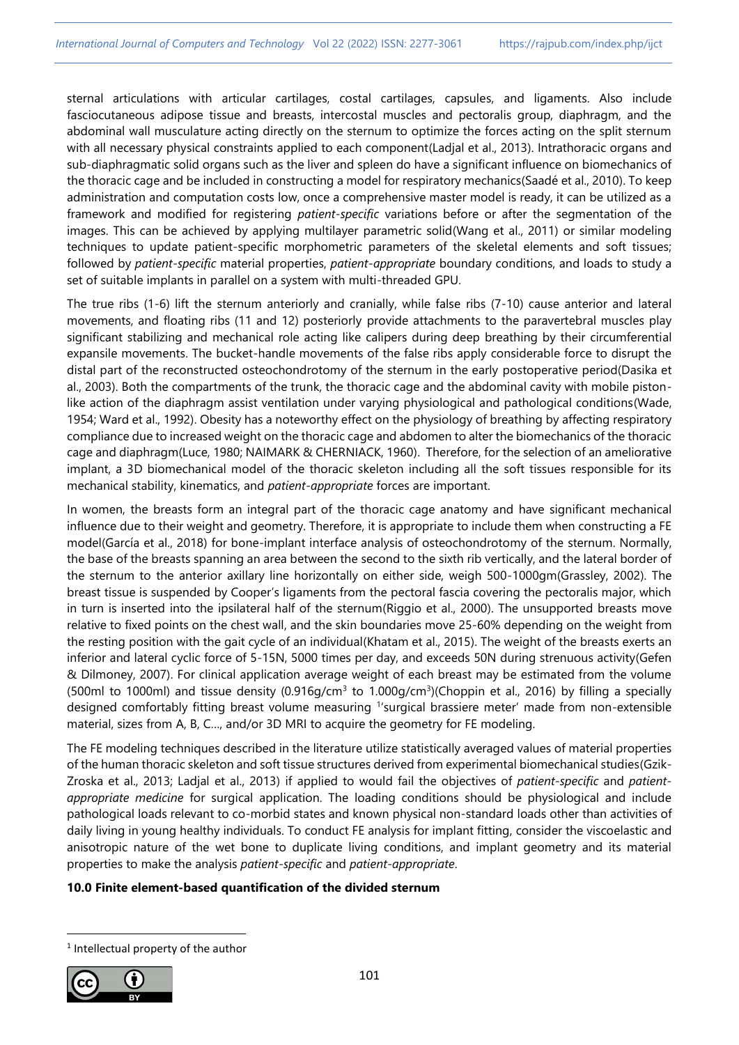sternal articulations with articular cartilages, costal cartilages, capsules, and ligaments. Also include fasciocutaneous adipose tissue and breasts, intercostal muscles and pectoralis group, diaphragm, and the abdominal wall musculature acting directly on the sternum to optimize the forces acting on the split sternum with all necessary physical constraints applied to each component(Ladjal et al., 2013). Intrathoracic organs and sub-diaphragmatic solid organs such as the liver and spleen do have a significant influence on biomechanics of the thoracic cage and be included in constructing a model for respiratory mechanics(Saadé et al., 2010). To keep administration and computation costs low, once a comprehensive master model is ready, it can be utilized as a framework and modified for registering *patient-specific* variations before or after the segmentation of the images. This can be achieved by applying multilayer parametric solid(Wang et al., 2011) or similar modeling techniques to update patient-specific morphometric parameters of the skeletal elements and soft tissues; followed by *patient-specific* material properties, *patient-appropriate* boundary conditions, and loads to study a set of suitable implants in parallel on a system with multi-threaded GPU.

The true ribs (1-6) lift the sternum anteriorly and cranially, while false ribs (7-10) cause anterior and lateral movements, and floating ribs (11 and 12) posteriorly provide attachments to the paravertebral muscles play significant stabilizing and mechanical role acting like calipers during deep breathing by their circumferential expansile movements. The bucket-handle movements of the false ribs apply considerable force to disrupt the distal part of the reconstructed osteochondrotomy of the sternum in the early postoperative period(Dasika et al., 2003). Both the compartments of the trunk, the thoracic cage and the abdominal cavity with mobile piston-like action of the diaphragm assist ventilation under varying physiological and pathological conditions(Wade, 1954; Ward et al., 1992). Obesity has a noteworthy effect on the physiology of breathing by affecting respiratory compliance due to increased weight on the thoracic cage and abdomen to alter the biomechanics of the thoracic cage and diaphragm(Luce, 1980; NAIMARK & CHERNIACK, 1960). Therefore, for the selection of an ameliorative implant, a 3D biomechanical model of the thoracic skeleton including all the soft tissues responsible for its mechanical stability, kinematics, and *patient-appropriate* forces are important.

In women, the breasts form an integral part of the thoracic cage anatomy and have significant mechanical influence due to their weight and geometry. Therefore, it is appropriate to include them when constructing a FE model(García et al., 2018) for bone-implant interface analysis of osteochondrotomy of the sternum. Normally, the base of the breasts spanning an area between the second to the sixth rib vertically, and the lateral border of the sternum to the anterior axillary line horizontally on either side, weigh 500-1000gm(Grassley, 2002). The breast tissue is suspended by Cooper's ligaments from the pectoral fascia covering the pectoralis major, which in turn is inserted into the ipsilateral half of the sternum(Riggio et al., 2000). The unsupported breasts move relative to fixed points on the chest wall, and the skin boundaries move 25-60% depending on the weight from the resting position with the gait cycle of an individual(Khatam et al., 2015). The weight of the breasts exerts an inferior and lateral cyclic force of 5-15N, 5000 times per day, and exceeds 50N during strenuous activity(Gefen & Dilmoney, 2007). For clinical application average weight of each breast may be estimated from the volume (500ml to 1000ml) and tissue density (0.916g/cm$^3$ to 1.000g/cm$^3$)(Choppin et al., 2016) by filling a specially designed comfortably fitting breast volume measuring [1]'surgical brassiere meter' made from non-extensible material, sizes from A, B, C…, and/or 3D MRI to acquire the geometry for FE modeling.

The FE modeling techniques described in the literature utilize statistically averaged values of material properties of the human thoracic skeleton and soft tissue structures derived from experimental biomechanical studies(Gzik-Zroska et al., 2013; Ladjal et al., 2013) if applied to would fail the objectives of *patient-specific* and *patient-appropriate medicine* for surgical application. The loading conditions should be physiological and include pathological loads relevant to co-morbid states and known physical non-standard loads other than activities of daily living in young healthy individuals. To conduct FE analysis for implant fitting, consider the viscoelastic and anisotropic nature of the wet bone to duplicate living conditions, and implant geometry and its material properties to make the analysis *patient-specific* and *patient-appropriate*.

## 10.0 Finite element-based quantification of the divided sternum

[1] Intellectual property of the author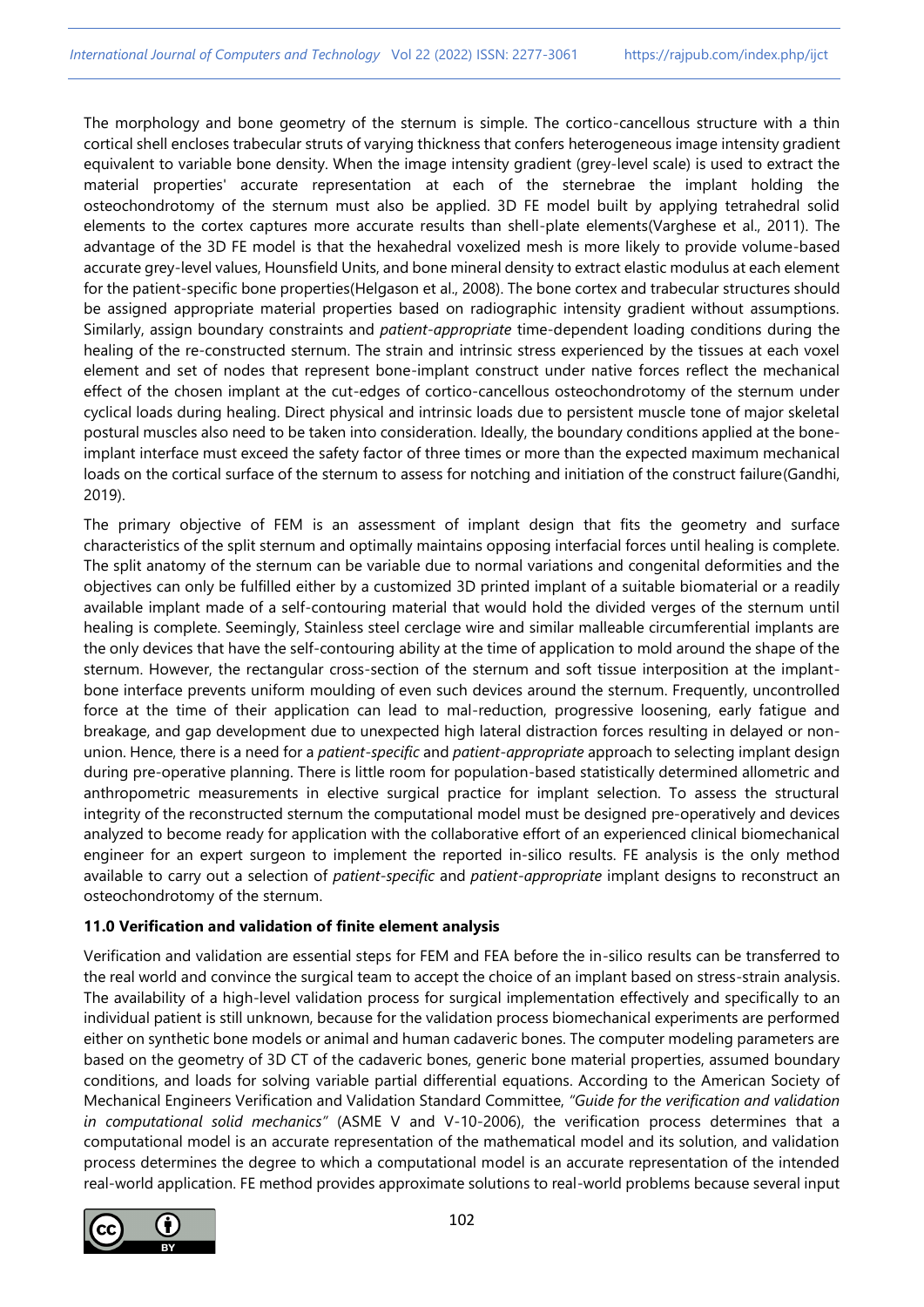The morphology and bone geometry of the sternum is simple. The cortico-cancellous structure with a thin cortical shell encloses trabecular struts of varying thickness that confers heterogeneous image intensity gradient equivalent to variable bone density. When the image intensity gradient (grey-level scale) is used to extract the material properties' accurate representation at each of the sternebrae the implant holding the osteochondrotomy of the sternum must also be applied. 3D FE model built by applying tetrahedral solid elements to the cortex captures more accurate results than shell-plate elements(Varghese et al., 2011). The advantage of the 3D FE model is that the hexahedral voxelized mesh is more likely to provide volume-based accurate grey-level values, Hounsfield Units, and bone mineral density to extract elastic modulus at each element for the patient-specific bone properties(Helgason et al., 2008). The bone cortex and trabecular structures should be assigned appropriate material properties based on radiographic intensity gradient without assumptions. Similarly, assign boundary constraints and *patient-appropriate* time-dependent loading conditions during the healing of the re-constructed sternum. The strain and intrinsic stress experienced by the tissues at each voxel element and set of nodes that represent bone-implant construct under native forces reflect the mechanical effect of the chosen implant at the cut-edges of cortico-cancellous osteochondrotomy of the sternum under cyclical loads during healing. Direct physical and intrinsic loads due to persistent muscle tone of major skeletal postural muscles also need to be taken into consideration. Ideally, the boundary conditions applied at the bone-implant interface must exceed the safety factor of three times or more than the expected maximum mechanical loads on the cortical surface of the sternum to assess for notching and initiation of the construct failure(Gandhi, 2019).

The primary objective of FEM is an assessment of implant design that fits the geometry and surface characteristics of the split sternum and optimally maintains opposing interfacial forces until healing is complete. The split anatomy of the sternum can be variable due to normal variations and congenital deformities and the objectives can only be fulfilled either by a customized 3D printed implant of a suitable biomaterial or a readily available implant made of a self-contouring material that would hold the divided verges of the sternum until healing is complete. Seemingly, Stainless steel cerclage wire and similar malleable circumferential implants are the only devices that have the self-contouring ability at the time of application to mold around the shape of the sternum. However, the rectangular cross-section of the sternum and soft tissue interposition at the implant-bone interface prevents uniform moulding of even such devices around the sternum. Frequently, uncontrolled force at the time of their application can lead to mal-reduction, progressive loosening, early fatigue and breakage, and gap development due to unexpected high lateral distraction forces resulting in delayed or non-union. Hence, there is a need for a *patient-specific* and *patient-appropriate* approach to selecting implant design during pre-operative planning. There is little room for population-based statistically determined allometric and anthropometric measurements in elective surgical practice for implant selection. To assess the structural integrity of the reconstructed sternum the computational model must be designed pre-operatively and devices analyzed to become ready for application with the collaborative effort of an experienced clinical biomechanical engineer for an expert surgeon to implement the reported in-silico results. FE analysis is the only method available to carry out a selection of *patient-specific* and *patient-appropriate* implant designs to reconstruct an osteochondrotomy of the sternum.

### 11.0 Verification and validation of finite element analysis

Verification and validation are essential steps for FEM and FEA before the in-silico results can be transferred to the real world and convince the surgical team to accept the choice of an implant based on stress-strain analysis. The availability of a high-level validation process for surgical implementation effectively and specifically to an individual patient is still unknown, because for the validation process biomechanical experiments are performed either on synthetic bone models or animal and human cadaveric bones. The computer modeling parameters are based on the geometry of 3D CT of the cadaveric bones, generic bone material properties, assumed boundary conditions, and loads for solving variable partial differential equations. According to the American Society of Mechanical Engineers Verification and Validation Standard Committee, *"Guide for the verification and validation in computational solid mechanics"* (ASME V and V-10-2006), the verification process determines that a computational model is an accurate representation of the mathematical model and its solution, and validation process determines the degree to which a computational model is an accurate representation of the intended real-world application. FE method provides approximate solutions to real-world problems because several input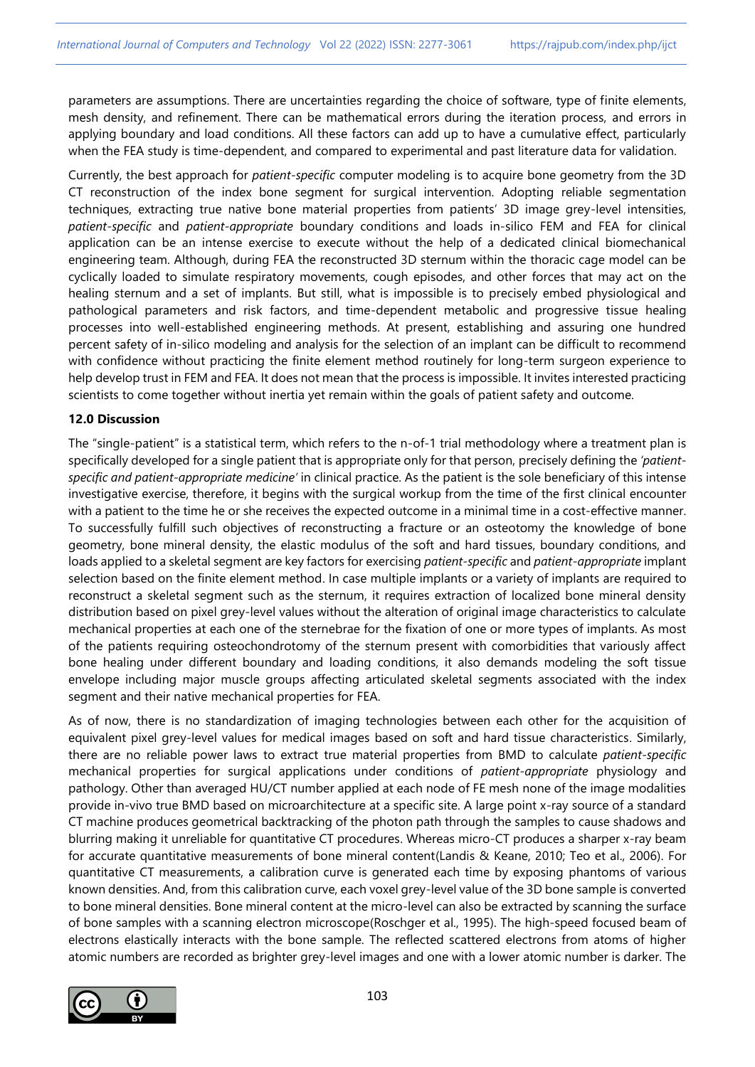parameters are assumptions. There are uncertainties regarding the choice of software, type of finite elements, mesh density, and refinement. There can be mathematical errors during the iteration process, and errors in applying boundary and load conditions. All these factors can add up to have a cumulative effect, particularly when the FEA study is time-dependent, and compared to experimental and past literature data for validation.

Currently, the best approach for *patient-specific* computer modeling is to acquire bone geometry from the 3D CT reconstruction of the index bone segment for surgical intervention. Adopting reliable segmentation techniques, extracting true native bone material properties from patients' 3D image grey-level intensities, *patient-specific* and *patient-appropriate* boundary conditions and loads in-silico FEM and FEA for clinical application can be an intense exercise to execute without the help of a dedicated clinical biomechanical engineering team. Although, during FEA the reconstructed 3D sternum within the thoracic cage model can be cyclically loaded to simulate respiratory movements, cough episodes, and other forces that may act on the healing sternum and a set of implants. But still, what is impossible is to precisely embed physiological and pathological parameters and risk factors, and time-dependent metabolic and progressive tissue healing processes into well-established engineering methods. At present, establishing and assuring one hundred percent safety of in-silico modeling and analysis for the selection of an implant can be difficult to recommend with confidence without practicing the finite element method routinely for long-term surgeon experience to help develop trust in FEM and FEA. It does not mean that the process is impossible. It invites interested practicing scientists to come together without inertia yet remain within the goals of patient safety and outcome.

### 12.0 Discussion

The "single-patient" is a statistical term, which refers to the n-of-1 trial methodology where a treatment plan is specifically developed for a single patient that is appropriate only for that person, precisely defining the *'patient-specific and patient-appropriate medicine'* in clinical practice. As the patient is the sole beneficiary of this intense investigative exercise, therefore, it begins with the surgical workup from the time of the first clinical encounter with a patient to the time he or she receives the expected outcome in a minimal time in a cost-effective manner. To successfully fulfill such objectives of reconstructing a fracture or an osteotomy the knowledge of bone geometry, bone mineral density, the elastic modulus of the soft and hard tissues, boundary conditions, and loads applied to a skeletal segment are key factors for exercising *patient-specific* and *patient-appropriate* implant selection based on the finite element method. In case multiple implants or a variety of implants are required to reconstruct a skeletal segment such as the sternum, it requires extraction of localized bone mineral density distribution based on pixel grey-level values without the alteration of original image characteristics to calculate mechanical properties at each one of the sternebrae for the fixation of one or more types of implants. As most of the patients requiring osteochondrotomy of the sternum present with comorbidities that variously affect bone healing under different boundary and loading conditions, it also demands modeling the soft tissue envelope including major muscle groups affecting articulated skeletal segments associated with the index segment and their native mechanical properties for FEA.

As of now, there is no standardization of imaging technologies between each other for the acquisition of equivalent pixel grey-level values for medical images based on soft and hard tissue characteristics. Similarly, there are no reliable power laws to extract true material properties from BMD to calculate *patient-specific* mechanical properties for surgical applications under conditions of *patient-appropriate* physiology and pathology. Other than averaged HU/CT number applied at each node of FE mesh none of the image modalities provide in-vivo true BMD based on microarchitecture at a specific site. A large point x-ray source of a standard CT machine produces geometrical backtracking of the photon path through the samples to cause shadows and blurring making it unreliable for quantitative CT procedures. Whereas micro-CT produces a sharper x-ray beam for accurate quantitative measurements of bone mineral content(Landis & Keane, 2010; Teo et al., 2006). For quantitative CT measurements, a calibration curve is generated each time by exposing phantoms of various known densities. And, from this calibration curve, each voxel grey-level value of the 3D bone sample is converted to bone mineral densities. Bone mineral content at the micro-level can also be extracted by scanning the surface of bone samples with a scanning electron microscope(Roschger et al., 1995). The high-speed focused beam of electrons elastically interacts with the bone sample. The reflected scattered electrons from atoms of higher atomic numbers are recorded as brighter grey-level images and one with a lower atomic number is darker. The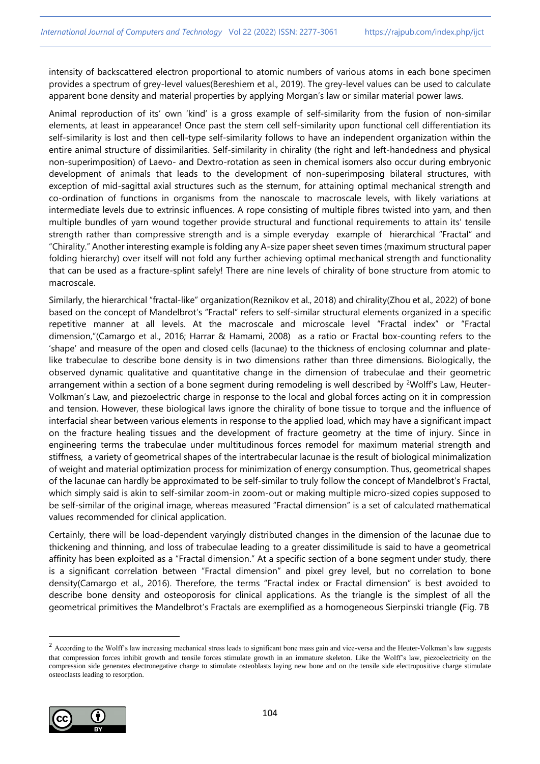intensity of backscattered electron proportional to atomic numbers of various atoms in each bone specimen provides a spectrum of grey-level values(Bereshiem et al., 2019). The grey-level values can be used to calculate apparent bone density and material properties by applying Morgan's law or similar material power laws.

Animal reproduction of its' own 'kind' is a gross example of self-similarity from the fusion of non-similar elements, at least in appearance! Once past the stem cell self-similarity upon functional cell differentiation its self-similarity is lost and then cell-type self-similarity follows to have an independent organization within the entire animal structure of dissimilarities. Self-similarity in chirality (the right and left-handedness and physical non-superimposition) of Laevo- and Dextro-rotation as seen in chemical isomers also occur during embryonic development of animals that leads to the development of non-superimposing bilateral structures, with exception of mid-sagittal axial structures such as the sternum, for attaining optimal mechanical strength and co-ordination of functions in organisms from the nanoscale to macroscale levels, with likely variations at intermediate levels due to extrinsic influences. A rope consisting of multiple fibres twisted into yarn, and then multiple bundles of yarn wound together provide structural and functional requirements to attain its' tensile strength rather than compressive strength and is a simple everyday example of hierarchical "Fractal" and "Chirality." Another interesting example is folding any A-size paper sheet seven times (maximum structural paper folding hierarchy) over itself will not fold any further achieving optimal mechanical strength and functionality that can be used as a fracture-splint safely! There are nine levels of chirality of bone structure from atomic to macroscale.

Similarly, the hierarchical "fractal-like" organization(Reznikov et al., 2018) and chirality(Zhou et al., 2022) of bone based on the concept of Mandelbrot's "Fractal" refers to self-similar structural elements organized in a specific repetitive manner at all levels. At the macroscale and microscale level "Fractal index" or "Fractal dimension,"(Camargo et al., 2016; Harrar & Hamami, 2008) as a ratio or Fractal box-counting refers to the 'shape' and measure of the open and closed cells (lacunae) to the thickness of enclosing columnar and plate-like trabeculae to describe bone density is in two dimensions rather than three dimensions. Biologically, the observed dynamic qualitative and quantitative change in the dimension of trabeculae and their geometric arrangement within a section of a bone segment during remodeling is well described by [2]Wolff's Law, Heuter-Volkman's Law, and piezoelectric charge in response to the local and global forces acting on it in compression and tension. However, these biological laws ignore the chirality of bone tissue to torque and the influence of interfacial shear between various elements in response to the applied load, which may have a significant impact on the fracture healing tissues and the development of fracture geometry at the time of injury. Since in engineering terms the trabeculae under multitudinous forces remodel for maximum material strength and stiffness, a variety of geometrical shapes of the intertrabecular lacunae is the result of biological minimalization of weight and material optimization process for minimization of energy consumption. Thus, geometrical shapes of the lacunae can hardly be approximated to be self-similar to truly follow the concept of Mandelbrot's Fractal, which simply said is akin to self-similar zoom-in zoom-out or making multiple micro-sized copies supposed to be self-similar of the original image, whereas measured "Fractal dimension" is a set of calculated mathematical values recommended for clinical application.

Certainly, there will be load-dependent varyingly distributed changes in the dimension of the lacunae due to thickening and thinning, and loss of trabeculae leading to a greater dissimilitude is said to have a geometrical affinity has been exploited as a "Fractal dimension." At a specific section of a bone segment under study, there is a significant correlation between "Fractal dimension" and pixel grey level, but no correlation to bone density(Camargo et al., 2016). Therefore, the terms "Fractal index or Fractal dimension" is best avoided to describe bone density and osteoporosis for clinical applications. As the triangle is the simplest of all the geometrical primitives the Mandelbrot's Fractals are exemplified as a homogeneous Sierpinski triangle **(**Fig. 7B

---

[2] According to the Wolff's law increasing mechanical stress leads to significant bone mass gain and vice-versa and the Heuter-Volkman's law suggests that compression forces inhibit growth and tensile forces stimulate growth in an immature skeleton. Like the Wolff's law, piezoelectricity on the compression side generates electronegative charge to stimulate osteoblasts laying new bone and on the tensile side electropositive charge stimulate osteoclasts leading to resorption.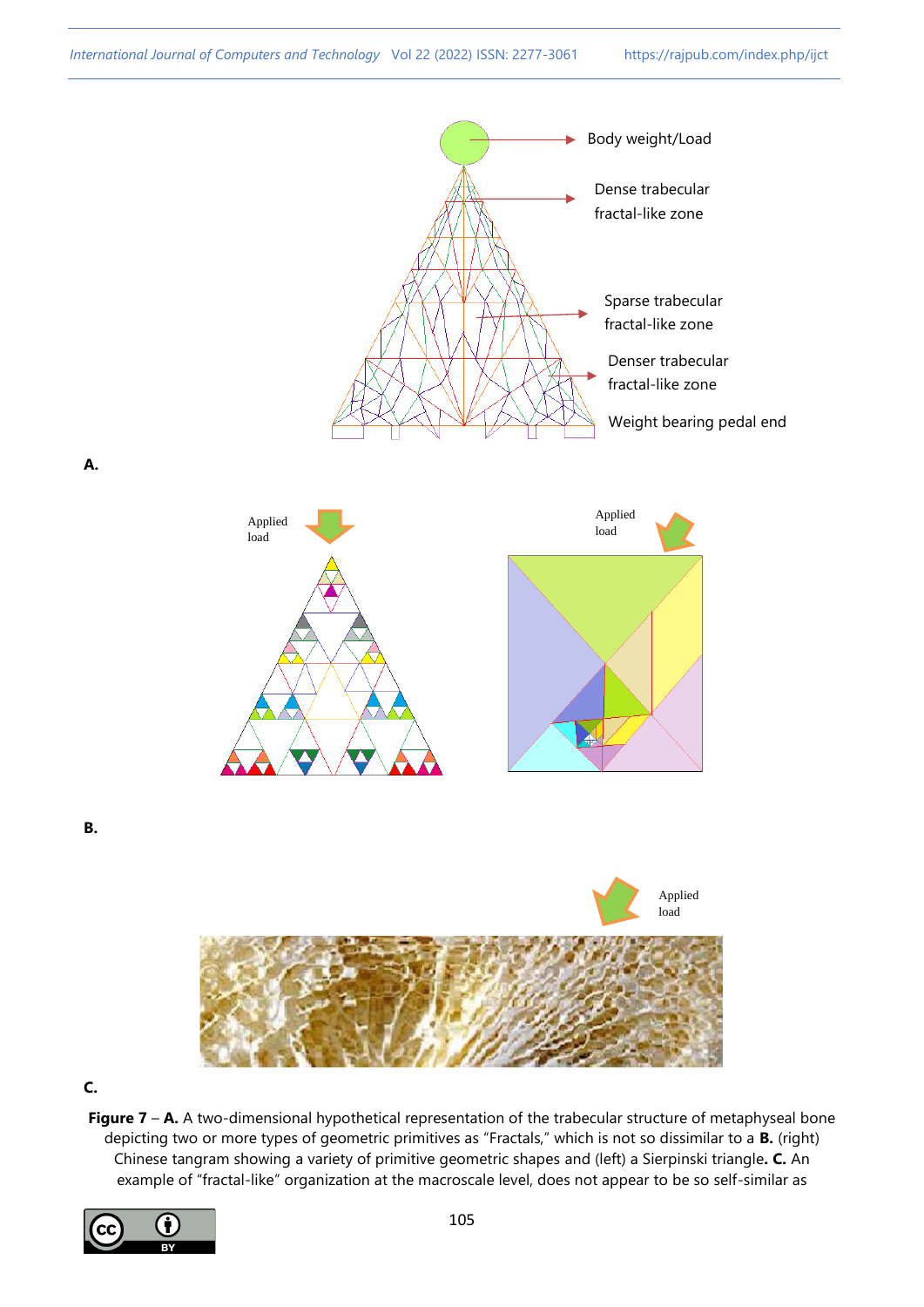Body weight/Load

Dense trabecular fractal-like zone

Sparse trabecular fractal-like zone

Denser trabecular fractal-like zone

Weight bearing pedal end

**A.**

Applied load

Applied load

**B.**

Applied load

**C.**

**Figure 7** – **A.** A two-dimensional hypothetical representation of the trabecular structure of metaphyseal bone depicting two or more types of geometric primitives as "Fractals," which is not so dissimilar to a **B.** (right) Chinese tangram showing a variety of primitive geometric shapes and (left) a Sierpinski triangle**. C.** An example of "fractal-like" organization at the macroscale level, does not appear to be so self-similar as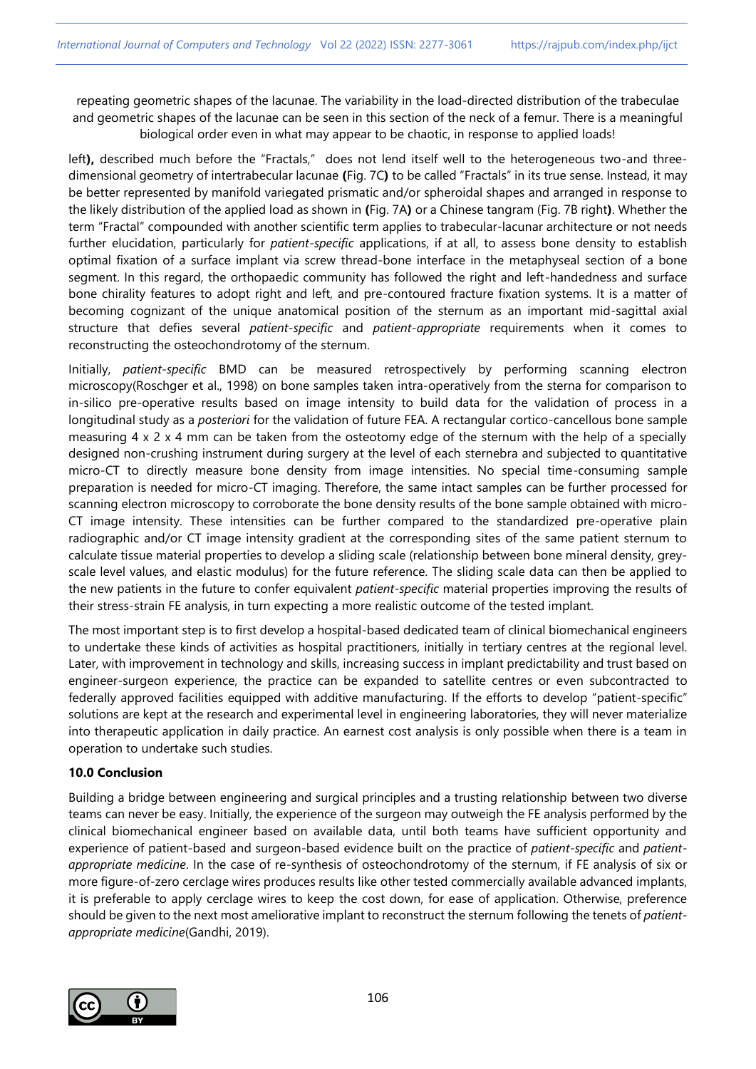repeating geometric shapes of the lacunae. The variability in the load-directed distribution of the trabeculae and geometric shapes of the lacunae can be seen in this section of the neck of a femur. There is a meaningful biological order even in what may appear to be chaotic, in response to applied loads!

left**),** described much before the "Fractals," does not lend itself well to the heterogeneous two-and three-dimensional geometry of intertrabecular lacunae **(**Fig. 7C**)** to be called "Fractals" in its true sense. Instead, it may be better represented by manifold variegated prismatic and/or spheroidal shapes and arranged in response to the likely distribution of the applied load as shown in **(**Fig. 7A**)** or a Chinese tangram (Fig. 7B right**)**. Whether the term "Fractal" compounded with another scientific term applies to trabecular-lacunar architecture or not needs further elucidation, particularly for *patient-specific* applications, if at all, to assess bone density to establish optimal fixation of a surface implant via screw thread-bone interface in the metaphyseal section of a bone segment. In this regard, the orthopaedic community has followed the right and left-handedness and surface bone chirality features to adopt right and left, and pre-contoured fracture fixation systems. It is a matter of becoming cognizant of the unique anatomical position of the sternum as an important mid-sagittal axial structure that defies several *patient-specific* and *patient-appropriate* requirements when it comes to reconstructing the osteochondrotomy of the sternum.

Initially, *patient-specific* BMD can be measured retrospectively by performing scanning electron microscopy(Roschger et al., 1998) on bone samples taken intra-operatively from the sterna for comparison to in-silico pre-operative results based on image intensity to build data for the validation of process in a longitudinal study as a *posteriori* for the validation of future FEA. A rectangular cortico-cancellous bone sample measuring 4 x 2 x 4 mm can be taken from the osteotomy edge of the sternum with the help of a specially designed non-crushing instrument during surgery at the level of each sternebra and subjected to quantitative micro-CT to directly measure bone density from image intensities. No special time-consuming sample preparation is needed for micro-CT imaging. Therefore, the same intact samples can be further processed for scanning electron microscopy to corroborate the bone density results of the bone sample obtained with micro-CT image intensity. These intensities can be further compared to the standardized pre-operative plain radiographic and/or CT image intensity gradient at the corresponding sites of the same patient sternum to calculate tissue material properties to develop a sliding scale (relationship between bone mineral density, grey-scale level values, and elastic modulus) for the future reference. The sliding scale data can then be applied to the new patients in the future to confer equivalent *patient-specific* material properties improving the results of their stress-strain FE analysis, in turn expecting a more realistic outcome of the tested implant.

The most important step is to first develop a hospital-based dedicated team of clinical biomechanical engineers to undertake these kinds of activities as hospital practitioners, initially in tertiary centres at the regional level. Later, with improvement in technology and skills, increasing success in implant predictability and trust based on engineer-surgeon experience, the practice can be expanded to satellite centres or even subcontracted to federally approved facilities equipped with additive manufacturing. If the efforts to develop "patient-specific" solutions are kept at the research and experimental level in engineering laboratories, they will never materialize into therapeutic application in daily practice. An earnest cost analysis is only possible when there is a team in operation to undertake such studies.

### 10.0 Conclusion

Building a bridge between engineering and surgical principles and a trusting relationship between two diverse teams can never be easy. Initially, the experience of the surgeon may outweigh the FE analysis performed by the clinical biomechanical engineer based on available data, until both teams have sufficient opportunity and experience of patient-based and surgeon-based evidence built on the practice of *patient-specific* and *patient-appropriate medicine*. In the case of re-synthesis of osteochondrotomy of the sternum, if FE analysis of six or more figure-of-zero cerclage wires produces results like other tested commercially available advanced implants, it is preferable to apply cerclage wires to keep the cost down, for ease of application. Otherwise, preference should be given to the next most ameliorative implant to reconstruct the sternum following the tenets of *patient-appropriate medicine*(Gandhi, 2019).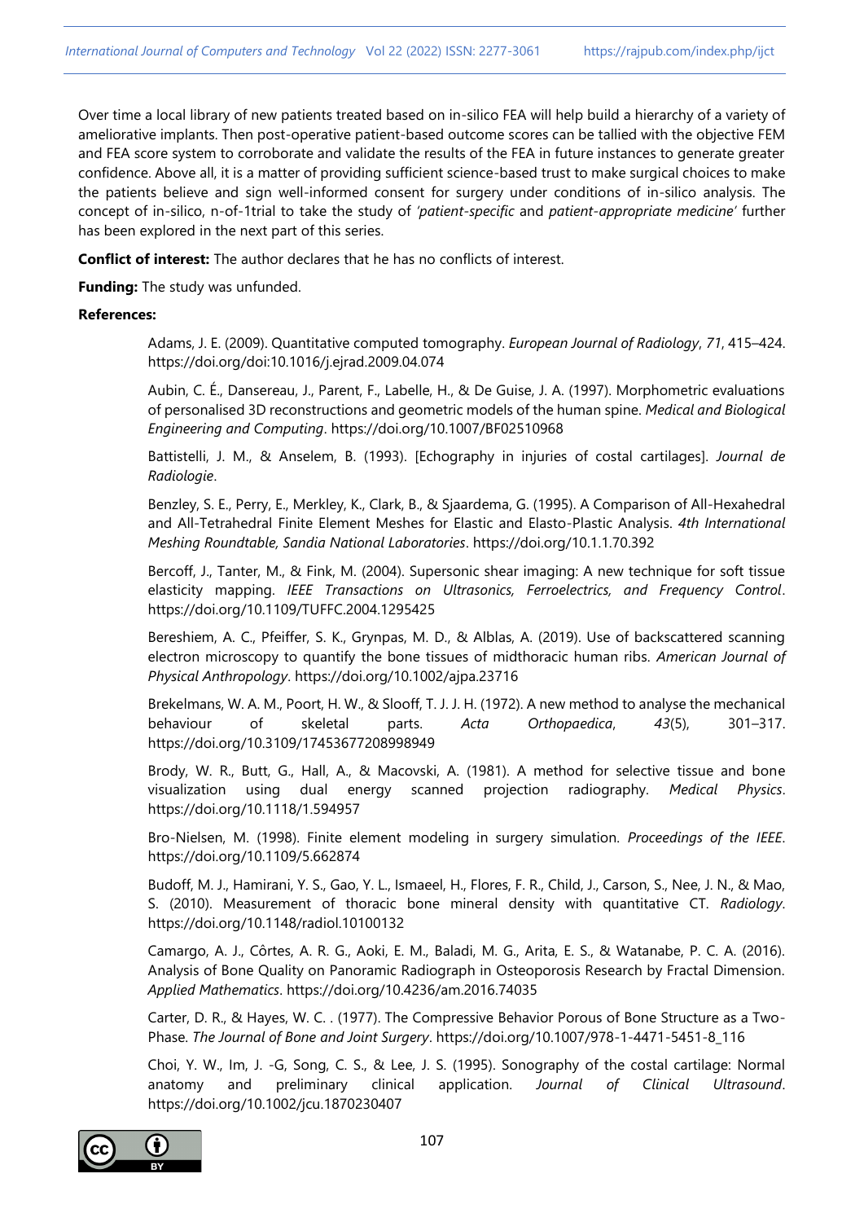Over time a local library of new patients treated based on in-silico FEA will help build a hierarchy of a variety of ameliorative implants. Then post-operative patient-based outcome scores can be tallied with the objective FEM and FEA score system to corroborate and validate the results of the FEA in future instances to generate greater confidence. Above all, it is a matter of providing sufficient science-based trust to make surgical choices to make the patients believe and sign well-informed consent for surgery under conditions of in-silico analysis. The concept of in-silico, n-of-1trial to take the study of *'patient-specific* and *patient-appropriate medicine'* further has been explored in the next part of this series.

**Conflict of interest:** The author declares that he has no conflicts of interest.

**Funding:** The study was unfunded.

**References:**

Adams, J. E. (2009). Quantitative computed tomography. *European Journal of Radiology*, *71*, 415–424. https://doi.org/doi:10.1016/j.ejrad.2009.04.074

Aubin, C. É., Dansereau, J., Parent, F., Labelle, H., & De Guise, J. A. (1997). Morphometric evaluations of personalised 3D reconstructions and geometric models of the human spine. *Medical and Biological Engineering and Computing*. https://doi.org/10.1007/BF02510968

Battistelli, J. M., & Anselem, B. (1993). [Echography in injuries of costal cartilages]. *Journal de Radiologie*.

Benzley, S. E., Perry, E., Merkley, K., Clark, B., & Sjaardema, G. (1995). A Comparison of All-Hexahedral and All-Tetrahedral Finite Element Meshes for Elastic and Elasto-Plastic Analysis. *4th International Meshing Roundtable, Sandia National Laboratories*. https://doi.org/10.1.1.70.392

Bercoff, J., Tanter, M., & Fink, M. (2004). Supersonic shear imaging: A new technique for soft tissue elasticity mapping. *IEEE Transactions on Ultrasonics, Ferroelectrics, and Frequency Control*. https://doi.org/10.1109/TUFFC.2004.1295425

Bereshiem, A. C., Pfeiffer, S. K., Grynpas, M. D., & Alblas, A. (2019). Use of backscattered scanning electron microscopy to quantify the bone tissues of midthoracic human ribs. *American Journal of Physical Anthropology*. https://doi.org/10.1002/ajpa.23716

Brekelmans, W. A. M., Poort, H. W., & Slooff, T. J. J. H. (1972). A new method to analyse the mechanical behaviour of skeletal parts. *Acta Orthopaedica*, *43*(5), 301–317. https://doi.org/10.3109/17453677208998949

Brody, W. R., Butt, G., Hall, A., & Macovski, A. (1981). A method for selective tissue and bone visualization using dual energy scanned projection radiography. *Medical Physics*. https://doi.org/10.1118/1.594957

Bro-Nielsen, M. (1998). Finite element modeling in surgery simulation. *Proceedings of the IEEE*. https://doi.org/10.1109/5.662874

Budoff, M. J., Hamirani, Y. S., Gao, Y. L., Ismaeel, H., Flores, F. R., Child, J., Carson, S., Nee, J. N., & Mao, S. (2010). Measurement of thoracic bone mineral density with quantitative CT. *Radiology*. https://doi.org/10.1148/radiol.10100132

Camargo, A. J., Côrtes, A. R. G., Aoki, E. M., Baladi, M. G., Arita, E. S., & Watanabe, P. C. A. (2016). Analysis of Bone Quality on Panoramic Radiograph in Osteoporosis Research by Fractal Dimension. *Applied Mathematics*. https://doi.org/10.4236/am.2016.74035

Carter, D. R., & Hayes, W. C. . (1977). The Compressive Behavior Porous of Bone Structure as a Two-Phase. *The Journal of Bone and Joint Surgery*. https://doi.org/10.1007/978-1-4471-5451-8_116

Choi, Y. W., Im, J. -G, Song, C. S., & Lee, J. S. (1995). Sonography of the costal cartilage: Normal anatomy and preliminary clinical application. *Journal of Clinical Ultrasound*. https://doi.org/10.1002/jcu.1870230407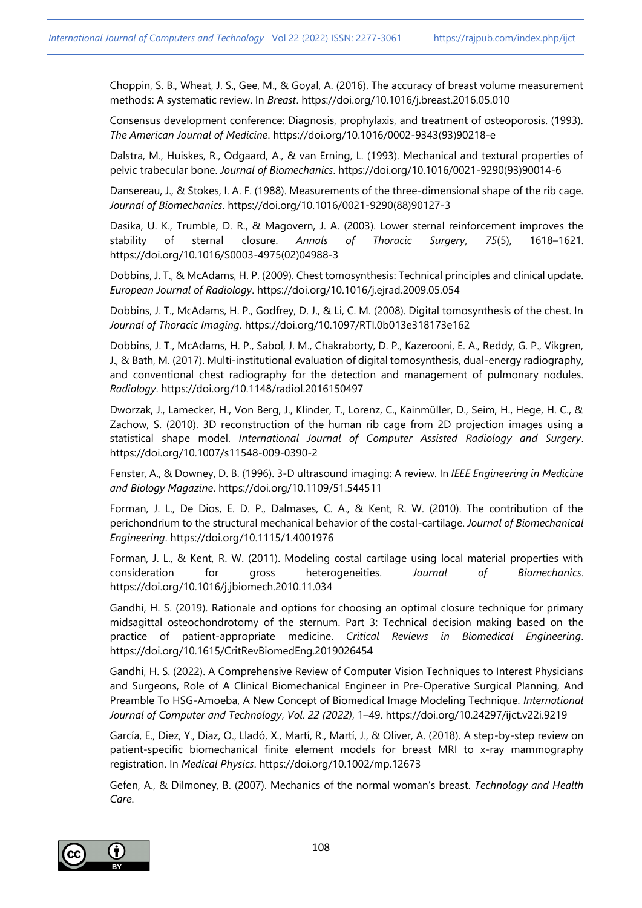Choppin, S. B., Wheat, J. S., Gee, M., & Goyal, A. (2016). The accuracy of breast volume measurement methods: A systematic review. In *Breast*. https://doi.org/10.1016/j.breast.2016.05.010

Consensus development conference: Diagnosis, prophylaxis, and treatment of osteoporosis. (1993). *The American Journal of Medicine*. https://doi.org/10.1016/0002-9343(93)90218-e

Dalstra, M., Huiskes, R., Odgaard, A., & van Erning, L. (1993). Mechanical and textural properties of pelvic trabecular bone. *Journal of Biomechanics*. https://doi.org/10.1016/0021-9290(93)90014-6

Dansereau, J., & Stokes, I. A. F. (1988). Measurements of the three-dimensional shape of the rib cage. *Journal of Biomechanics*. https://doi.org/10.1016/0021-9290(88)90127-3

Dasika, U. K., Trumble, D. R., & Magovern, J. A. (2003). Lower sternal reinforcement improves the stability of sternal closure. *Annals of Thoracic Surgery*, *75*(5), 1618–1621. https://doi.org/10.1016/S0003-4975(02)04988-3

Dobbins, J. T., & McAdams, H. P. (2009). Chest tomosynthesis: Technical principles and clinical update. *European Journal of Radiology*. https://doi.org/10.1016/j.ejrad.2009.05.054

Dobbins, J. T., McAdams, H. P., Godfrey, D. J., & Li, C. M. (2008). Digital tomosynthesis of the chest. In *Journal of Thoracic Imaging*. https://doi.org/10.1097/RTI.0b013e318173e162

Dobbins, J. T., McAdams, H. P., Sabol, J. M., Chakraborty, D. P., Kazerooni, E. A., Reddy, G. P., Vikgren, J., & Bath, M. (2017). Multi-institutional evaluation of digital tomosynthesis, dual-energy radiography, and conventional chest radiography for the detection and management of pulmonary nodules. *Radiology*. https://doi.org/10.1148/radiol.2016150497

Dworzak, J., Lamecker, H., Von Berg, J., Klinder, T., Lorenz, C., Kainmüller, D., Seim, H., Hege, H. C., & Zachow, S. (2010). 3D reconstruction of the human rib cage from 2D projection images using a statistical shape model. *International Journal of Computer Assisted Radiology and Surgery*. https://doi.org/10.1007/s11548-009-0390-2

Fenster, A., & Downey, D. B. (1996). 3-D ultrasound imaging: A review. In *IEEE Engineering in Medicine and Biology Magazine*. https://doi.org/10.1109/51.544511

Forman, J. L., De Dios, E. D. P., Dalmases, C. A., & Kent, R. W. (2010). The contribution of the perichondrium to the structural mechanical behavior of the costal-cartilage. *Journal of Biomechanical Engineering*. https://doi.org/10.1115/1.4001976

Forman, J. L., & Kent, R. W. (2011). Modeling costal cartilage using local material properties with consideration for gross heterogeneities. *Journal of Biomechanics*. https://doi.org/10.1016/j.jbiomech.2010.11.034

Gandhi, H. S. (2019). Rationale and options for choosing an optimal closure technique for primary midsagittal osteochondrotomy of the sternum. Part 3: Technical decision making based on the practice of patient-appropriate medicine. *Critical Reviews in Biomedical Engineering*. https://doi.org/10.1615/CritRevBiomedEng.2019026454

Gandhi, H. S. (2022). A Comprehensive Review of Computer Vision Techniques to Interest Physicians and Surgeons, Role of A Clinical Biomechanical Engineer in Pre-Operative Surgical Planning, And Preamble To HSG-Amoeba, A New Concept of Biomedical Image Modeling Technique. *International Journal of Computer and Technology*, *Vol. 22 (2022)*, 1–49. https://doi.org/10.24297/ijct.v22i.9219

García, E., Diez, Y., Diaz, O., Lladó, X., Martí, R., Martí, J., & Oliver, A. (2018). A step-by-step review on patient-specific biomechanical finite element models for breast MRI to x-ray mammography registration. In *Medical Physics*. https://doi.org/10.1002/mp.12673

Gefen, A., & Dilmoney, B. (2007). Mechanics of the normal woman's breast. *Technology and Health Care*.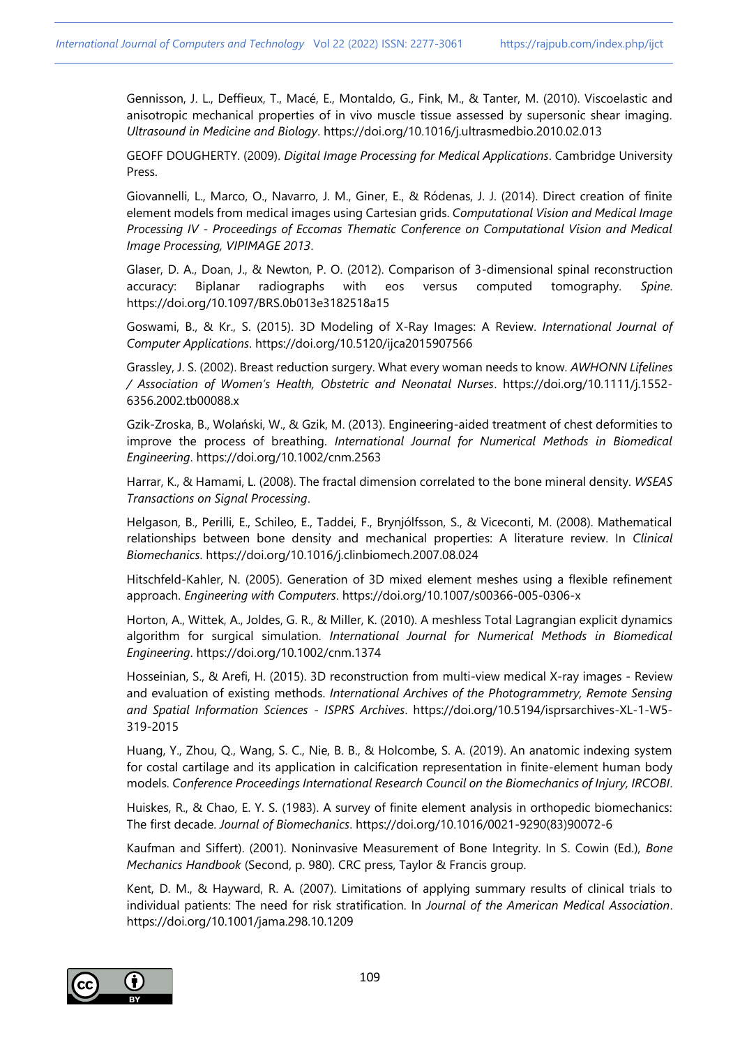Gennisson, J. L., Deffieux, T., Macé, E., Montaldo, G., Fink, M., & Tanter, M. (2010). Viscoelastic and anisotropic mechanical properties of in vivo muscle tissue assessed by supersonic shear imaging. *Ultrasound in Medicine and Biology*. https://doi.org/10.1016/j.ultrasmedbio.2010.02.013

GEOFF DOUGHERTY. (2009). *Digital Image Processing for Medical Applications*. Cambridge University Press.

Giovannelli, L., Marco, O., Navarro, J. M., Giner, E., & Ródenas, J. J. (2014). Direct creation of finite element models from medical images using Cartesian grids. *Computational Vision and Medical Image Processing IV - Proceedings of Eccomas Thematic Conference on Computational Vision and Medical Image Processing, VIPIMAGE 2013*.

Glaser, D. A., Doan, J., & Newton, P. O. (2012). Comparison of 3-dimensional spinal reconstruction accuracy: Biplanar radiographs with eos versus computed tomography. *Spine*. https://doi.org/10.1097/BRS.0b013e3182518a15

Goswami, B., & Kr., S. (2015). 3D Modeling of X-Ray Images: A Review. *International Journal of Computer Applications*. https://doi.org/10.5120/ijca2015907566

Grassley, J. S. (2002). Breast reduction surgery. What every woman needs to know. *AWHONN Lifelines / Association of Women's Health, Obstetric and Neonatal Nurses*. https://doi.org/10.1111/j.1552-6356.2002.tb00088.x

Gzik-Zroska, B., Wolański, W., & Gzik, M. (2013). Engineering-aided treatment of chest deformities to improve the process of breathing. *International Journal for Numerical Methods in Biomedical Engineering*. https://doi.org/10.1002/cnm.2563

Harrar, K., & Hamami, L. (2008). The fractal dimension correlated to the bone mineral density. *WSEAS Transactions on Signal Processing*.

Helgason, B., Perilli, E., Schileo, E., Taddei, F., Brynjólfsson, S., & Viceconti, M. (2008). Mathematical relationships between bone density and mechanical properties: A literature review. In *Clinical Biomechanics*. https://doi.org/10.1016/j.clinbiomech.2007.08.024

Hitschfeld-Kahler, N. (2005). Generation of 3D mixed element meshes using a flexible refinement approach. *Engineering with Computers*. https://doi.org/10.1007/s00366-005-0306-x

Horton, A., Wittek, A., Joldes, G. R., & Miller, K. (2010). A meshless Total Lagrangian explicit dynamics algorithm for surgical simulation. *International Journal for Numerical Methods in Biomedical Engineering*. https://doi.org/10.1002/cnm.1374

Hosseinian, S., & Arefi, H. (2015). 3D reconstruction from multi-view medical X-ray images - Review and evaluation of existing methods. *International Archives of the Photogrammetry, Remote Sensing and Spatial Information Sciences - ISPRS Archives*. https://doi.org/10.5194/isprsarchives-XL-1-W5-319-2015

Huang, Y., Zhou, Q., Wang, S. C., Nie, B. B., & Holcombe, S. A. (2019). An anatomic indexing system for costal cartilage and its application in calcification representation in finite-element human body models. *Conference Proceedings International Research Council on the Biomechanics of Injury, IRCOBI*.

Huiskes, R., & Chao, E. Y. S. (1983). A survey of finite element analysis in orthopedic biomechanics: The first decade. *Journal of Biomechanics*. https://doi.org/10.1016/0021-9290(83)90072-6

Kaufman and Siffert). (2001). Noninvasive Measurement of Bone Integrity. In S. Cowin (Ed.), *Bone Mechanics Handbook* (Second, p. 980). CRC press, Taylor & Francis group.

Kent, D. M., & Hayward, R. A. (2007). Limitations of applying summary results of clinical trials to individual patients: The need for risk stratification. In *Journal of the American Medical Association*. https://doi.org/10.1001/jama.298.10.1209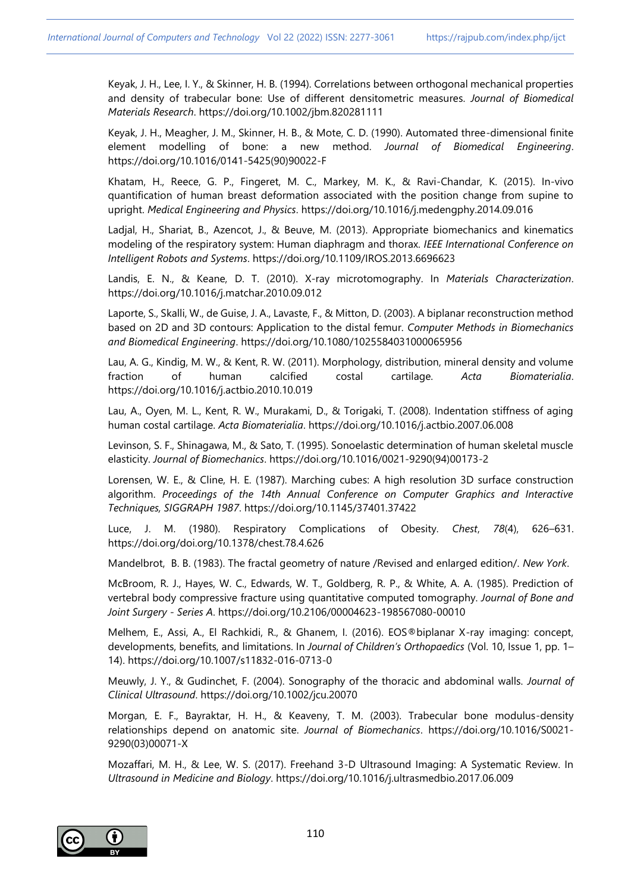Keyak, J. H., Lee, I. Y., & Skinner, H. B. (1994). Correlations between orthogonal mechanical properties and density of trabecular bone: Use of different densitometric measures. *Journal of Biomedical Materials Research*. https://doi.org/10.1002/jbm.820281111

Keyak, J. H., Meagher, J. M., Skinner, H. B., & Mote, C. D. (1990). Automated three-dimensional finite element modelling of bone: a new method. *Journal of Biomedical Engineering*. https://doi.org/10.1016/0141-5425(90)90022-F

Khatam, H., Reece, G. P., Fingeret, M. C., Markey, M. K., & Ravi-Chandar, K. (2015). In-vivo quantification of human breast deformation associated with the position change from supine to upright. *Medical Engineering and Physics*. https://doi.org/10.1016/j.medengphy.2014.09.016

Ladjal, H., Shariat, B., Azencot, J., & Beuve, M. (2013). Appropriate biomechanics and kinematics modeling of the respiratory system: Human diaphragm and thorax. *IEEE International Conference on Intelligent Robots and Systems*. https://doi.org/10.1109/IROS.2013.6696623

Landis, E. N., & Keane, D. T. (2010). X-ray microtomography. In *Materials Characterization*. https://doi.org/10.1016/j.matchar.2010.09.012

Laporte, S., Skalli, W., de Guise, J. A., Lavaste, F., & Mitton, D. (2003). A biplanar reconstruction method based on 2D and 3D contours: Application to the distal femur. *Computer Methods in Biomechanics and Biomedical Engineering*. https://doi.org/10.1080/1025584031000065956

Lau, A. G., Kindig, M. W., & Kent, R. W. (2011). Morphology, distribution, mineral density and volume fraction of human calcified costal cartilage. *Acta Biomaterialia*. https://doi.org/10.1016/j.actbio.2010.10.019

Lau, A., Oyen, M. L., Kent, R. W., Murakami, D., & Torigaki, T. (2008). Indentation stiffness of aging human costal cartilage. *Acta Biomaterialia*. https://doi.org/10.1016/j.actbio.2007.06.008

Levinson, S. F., Shinagawa, M., & Sato, T. (1995). Sonoelastic determination of human skeletal muscle elasticity. *Journal of Biomechanics*. https://doi.org/10.1016/0021-9290(94)00173-2

Lorensen, W. E., & Cline, H. E. (1987). Marching cubes: A high resolution 3D surface construction algorithm. *Proceedings of the 14th Annual Conference on Computer Graphics and Interactive Techniques, SIGGRAPH 1987*. https://doi.org/10.1145/37401.37422

Luce, J. M. (1980). Respiratory Complications of Obesity. *Chest*, *78*(4), 626–631. https://doi.org/doi.org/10.1378/chest.78.4.626

Mandelbrot, B. B. (1983). The fractal geometry of nature /Revised and enlarged edition/. *New York*.

McBroom, R. J., Hayes, W. C., Edwards, W. T., Goldberg, R. P., & White, A. A. (1985). Prediction of vertebral body compressive fracture using quantitative computed tomography. *Journal of Bone and Joint Surgery - Series A*. https://doi.org/10.2106/00004623-198567080-00010

Melhem, E., Assi, A., El Rachkidi, R., & Ghanem, I. (2016). EOS® biplanar X-ray imaging: concept, developments, benefits, and limitations. In *Journal of Children's Orthopaedics* (Vol. 10, Issue 1, pp. 1–14). https://doi.org/10.1007/s11832-016-0713-0

Meuwly, J. Y., & Gudinchet, F. (2004). Sonography of the thoracic and abdominal walls. *Journal of Clinical Ultrasound*. https://doi.org/10.1002/jcu.20070

Morgan, E. F., Bayraktar, H. H., & Keaveny, T. M. (2003). Trabecular bone modulus-density relationships depend on anatomic site. *Journal of Biomechanics*. https://doi.org/10.1016/S0021-9290(03)00071-X

Mozaffari, M. H., & Lee, W. S. (2017). Freehand 3-D Ultrasound Imaging: A Systematic Review. In *Ultrasound in Medicine and Biology*. https://doi.org/10.1016/j.ultrasmedbio.2017.06.009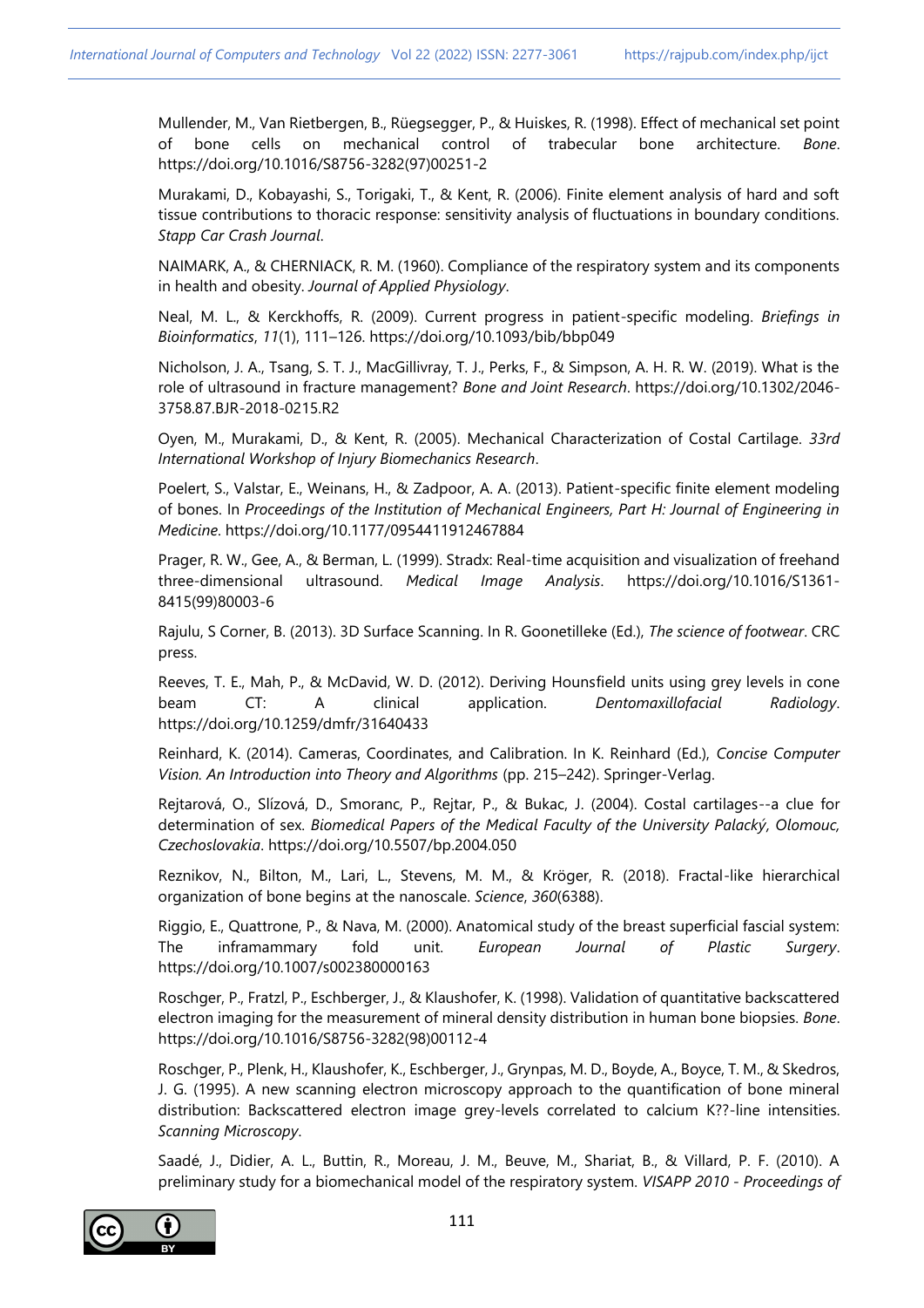Mullender, M., Van Rietbergen, B., Rüegsegger, P., & Huiskes, R. (1998). Effect of mechanical set point of bone cells on mechanical control of trabecular bone architecture. *Bone*. https://doi.org/10.1016/S8756-3282(97)00251-2

Murakami, D., Kobayashi, S., Torigaki, T., & Kent, R. (2006). Finite element analysis of hard and soft tissue contributions to thoracic response: sensitivity analysis of fluctuations in boundary conditions. *Stapp Car Crash Journal*.

NAIMARK, A., & CHERNIACK, R. M. (1960). Compliance of the respiratory system and its components in health and obesity. *Journal of Applied Physiology*.

Neal, M. L., & Kerckhoffs, R. (2009). Current progress in patient-specific modeling. *Briefings in Bioinformatics*, *11*(1), 111–126. https://doi.org/10.1093/bib/bbp049

Nicholson, J. A., Tsang, S. T. J., MacGillivray, T. J., Perks, F., & Simpson, A. H. R. W. (2019). What is the role of ultrasound in fracture management? *Bone and Joint Research*. https://doi.org/10.1302/2046-3758.87.BJR-2018-0215.R2

Oyen, M., Murakami, D., & Kent, R. (2005). Mechanical Characterization of Costal Cartilage. *33rd International Workshop of Injury Biomechanics Research*.

Poelert, S., Valstar, E., Weinans, H., & Zadpoor, A. A. (2013). Patient-specific finite element modeling of bones. In *Proceedings of the Institution of Mechanical Engineers, Part H: Journal of Engineering in Medicine*. https://doi.org/10.1177/0954411912467884

Prager, R. W., Gee, A., & Berman, L. (1999). Stradx: Real-time acquisition and visualization of freehand three-dimensional ultrasound. *Medical Image Analysis*. https://doi.org/10.1016/S1361-8415(99)80003-6

Rajulu, S Corner, B. (2013). 3D Surface Scanning. In R. Goonetilleke (Ed.), *The science of footwear*. CRC press.

Reeves, T. E., Mah, P., & McDavid, W. D. (2012). Deriving Hounsfield units using grey levels in cone beam CT: A clinical application. *Dentomaxillofacial Radiology*. https://doi.org/10.1259/dmfr/31640433

Reinhard, K. (2014). Cameras, Coordinates, and Calibration. In K. Reinhard (Ed.), *Concise Computer Vision. An Introduction into Theory and Algorithms* (pp. 215–242). Springer-Verlag.

Rejtarová, O., Slízová, D., Smoranc, P., Rejtar, P., & Bukac, J. (2004). Costal cartilages--a clue for determination of sex. *Biomedical Papers of the Medical Faculty of the University Palacký, Olomouc, Czechoslovakia*. https://doi.org/10.5507/bp.2004.050

Reznikov, N., Bilton, M., Lari, L., Stevens, M. M., & Kröger, R. (2018). Fractal-like hierarchical organization of bone begins at the nanoscale. *Science*, *360*(6388).

Riggio, E., Quattrone, P., & Nava, M. (2000). Anatomical study of the breast superficial fascial system: The inframammary fold unit. *European Journal of Plastic Surgery*. https://doi.org/10.1007/s002380000163

Roschger, P., Fratzl, P., Eschberger, J., & Klaushofer, K. (1998). Validation of quantitative backscattered electron imaging for the measurement of mineral density distribution in human bone biopsies. *Bone*. https://doi.org/10.1016/S8756-3282(98)00112-4

Roschger, P., Plenk, H., Klaushofer, K., Eschberger, J., Grynpas, M. D., Boyde, A., Boyce, T. M., & Skedros, J. G. (1995). A new scanning electron microscopy approach to the quantification of bone mineral distribution: Backscattered electron image grey-levels correlated to calcium K??-line intensities. *Scanning Microscopy*.

Saadé, J., Didier, A. L., Buttin, R., Moreau, J. M., Beuve, M., Shariat, B., & Villard, P. F. (2010). A preliminary study for a biomechanical model of the respiratory system. *VISAPP 2010 - Proceedings of*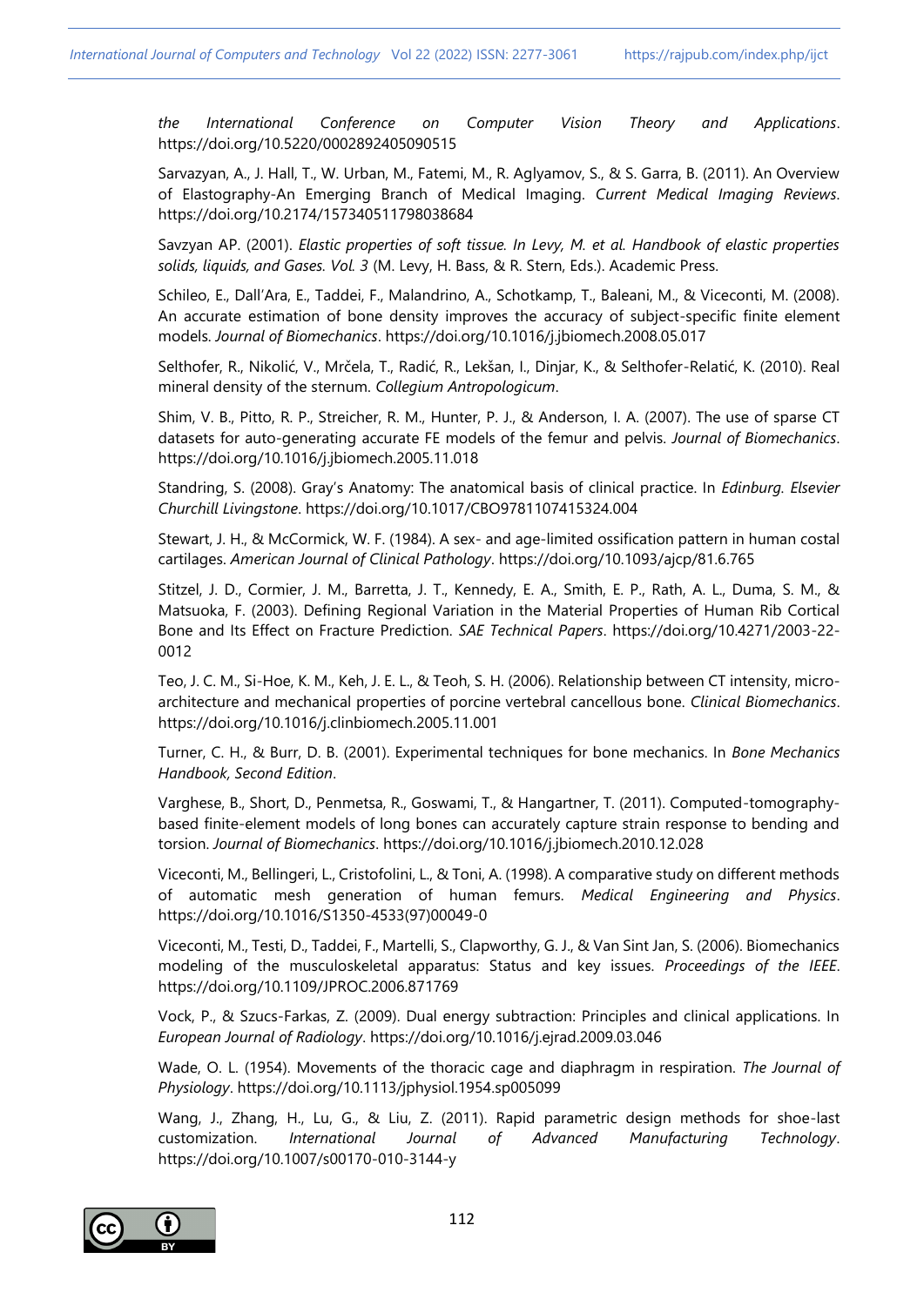*the International Conference on Computer Vision Theory and Applications*. https://doi.org/10.5220/0002892405090515

Sarvazyan, A., J. Hall, T., W. Urban, M., Fatemi, M., R. Aglyamov, S., & S. Garra, B. (2011). An Overview of Elastography-An Emerging Branch of Medical Imaging. *Current Medical Imaging Reviews*. https://doi.org/10.2174/157340511798038684

Savzyan AP. (2001). *Elastic properties of soft tissue. In Levy, M. et al. Handbook of elastic properties solids, liquids, and Gases. Vol. 3* (M. Levy, H. Bass, & R. Stern, Eds.). Academic Press.

Schileo, E., Dall'Ara, E., Taddei, F., Malandrino, A., Schotkamp, T., Baleani, M., & Viceconti, M. (2008). An accurate estimation of bone density improves the accuracy of subject-specific finite element models. *Journal of Biomechanics*. https://doi.org/10.1016/j.jbiomech.2008.05.017

Selthofer, R., Nikolić, V., Mrčela, T., Radić, R., Lekšan, I., Dinjar, K., & Selthofer-Relatić, K. (2010). Real mineral density of the sternum. *Collegium Antropologicum*.

Shim, V. B., Pitto, R. P., Streicher, R. M., Hunter, P. J., & Anderson, I. A. (2007). The use of sparse CT datasets for auto-generating accurate FE models of the femur and pelvis. *Journal of Biomechanics*. https://doi.org/10.1016/j.jbiomech.2005.11.018

Standring, S. (2008). Gray's Anatomy: The anatomical basis of clinical practice. In *Edinburg. Elsevier Churchill Livingstone*. https://doi.org/10.1017/CBO9781107415324.004

Stewart, J. H., & McCormick, W. F. (1984). A sex- and age-limited ossification pattern in human costal cartilages. *American Journal of Clinical Pathology*. https://doi.org/10.1093/ajcp/81.6.765

Stitzel, J. D., Cormier, J. M., Barretta, J. T., Kennedy, E. A., Smith, E. P., Rath, A. L., Duma, S. M., & Matsuoka, F. (2003). Defining Regional Variation in the Material Properties of Human Rib Cortical Bone and Its Effect on Fracture Prediction. *SAE Technical Papers*. https://doi.org/10.4271/2003-22-0012

Teo, J. C. M., Si-Hoe, K. M., Keh, J. E. L., & Teoh, S. H. (2006). Relationship between CT intensity, micro-architecture and mechanical properties of porcine vertebral cancellous bone. *Clinical Biomechanics*. https://doi.org/10.1016/j.clinbiomech.2005.11.001

Turner, C. H., & Burr, D. B. (2001). Experimental techniques for bone mechanics. In *Bone Mechanics Handbook, Second Edition*.

Varghese, B., Short, D., Penmetsa, R., Goswami, T., & Hangartner, T. (2011). Computed-tomography-based finite-element models of long bones can accurately capture strain response to bending and torsion. *Journal of Biomechanics*. https://doi.org/10.1016/j.jbiomech.2010.12.028

Viceconti, M., Bellingeri, L., Cristofolini, L., & Toni, A. (1998). A comparative study on different methods of automatic mesh generation of human femurs. *Medical Engineering and Physics*. https://doi.org/10.1016/S1350-4533(97)00049-0

Viceconti, M., Testi, D., Taddei, F., Martelli, S., Clapworthy, G. J., & Van Sint Jan, S. (2006). Biomechanics modeling of the musculoskeletal apparatus: Status and key issues. *Proceedings of the IEEE*. https://doi.org/10.1109/JPROC.2006.871769

Vock, P., & Szucs-Farkas, Z. (2009). Dual energy subtraction: Principles and clinical applications. In *European Journal of Radiology*. https://doi.org/10.1016/j.ejrad.2009.03.046

Wade, O. L. (1954). Movements of the thoracic cage and diaphragm in respiration. *The Journal of Physiology*. https://doi.org/10.1113/jphysiol.1954.sp005099

Wang, J., Zhang, H., Lu, G., & Liu, Z. (2011). Rapid parametric design methods for shoe-last customization. *International Journal of Advanced Manufacturing Technology*. https://doi.org/10.1007/s00170-010-3144-y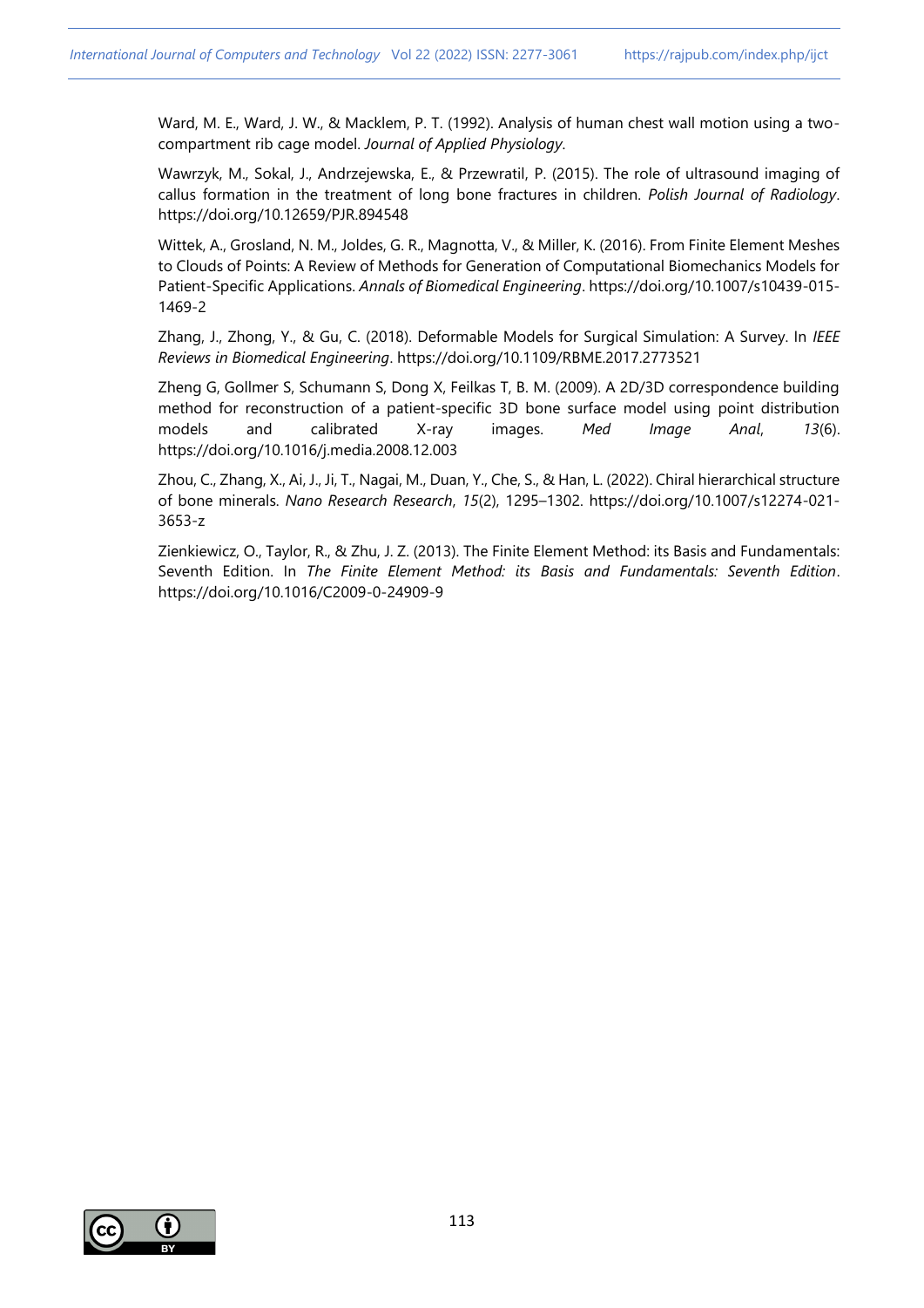Ward, M. E., Ward, J. W., & Macklem, P. T. (1992). Analysis of human chest wall motion using a two-compartment rib cage model. *Journal of Applied Physiology*.

Wawrzyk, M., Sokal, J., Andrzejewska, E., & Przewratil, P. (2015). The role of ultrasound imaging of callus formation in the treatment of long bone fractures in children. *Polish Journal of Radiology*. https://doi.org/10.12659/PJR.894548

Wittek, A., Grosland, N. M., Joldes, G. R., Magnotta, V., & Miller, K. (2016). From Finite Element Meshes to Clouds of Points: A Review of Methods for Generation of Computational Biomechanics Models for Patient-Specific Applications. *Annals of Biomedical Engineering*. https://doi.org/10.1007/s10439-015-1469-2

Zhang, J., Zhong, Y., & Gu, C. (2018). Deformable Models for Surgical Simulation: A Survey. In *IEEE Reviews in Biomedical Engineering*. https://doi.org/10.1109/RBME.2017.2773521

Zheng G, Gollmer S, Schumann S, Dong X, Feilkas T, B. M. (2009). A 2D/3D correspondence building method for reconstruction of a patient-specific 3D bone surface model using point distribution models and calibrated X-ray images. *Med Image Anal*, *13*(6). https://doi.org/10.1016/j.media.2008.12.003

Zhou, C., Zhang, X., Ai, J., Ji, T., Nagai, M., Duan, Y., Che, S., & Han, L. (2022). Chiral hierarchical structure of bone minerals. *Nano Research Research*, *15*(2), 1295–1302. https://doi.org/10.1007/s12274-021-3653-z

Zienkiewicz, O., Taylor, R., & Zhu, J. Z. (2013). The Finite Element Method: its Basis and Fundamentals: Seventh Edition. In *The Finite Element Method: its Basis and Fundamentals: Seventh Edition*. https://doi.org/10.1016/C2009-0-24909-9